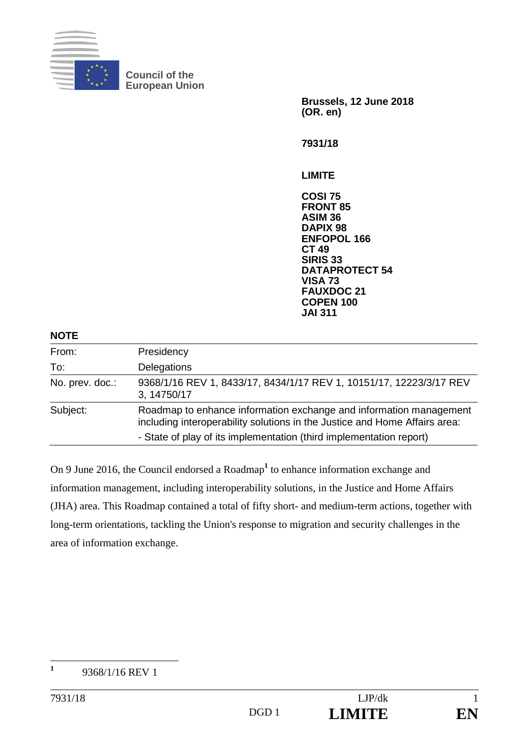**Council of the European Union**

**Brussels, 12 June 2018**
**(OR. en)**

**7931/18**

**LIMITE**

**COSI 75**
**FRONT 85**
**ASIM 36**
**DAPIX 98**
**ENFOPOL 166**
**CT 49**
**SIRIS 33**
**DATAPROTECT 54**
**VISA 73**
**FAUXDOC 21**
**COPEN 100**
**JAI 311**

**NOTE**

| | |
|---|---|
| From: | Presidency |
| To: | Delegations |
| No. prev. doc.: | 9368/1/16 REV 1, 8433/17, 8434/1/17 REV 1, 10151/17, 12223/3/17 REV 3, 14750/17 |
| Subject: | Roadmap to enhance information exchange and information management including interoperability solutions in the Justice and Home Affairs area: - State of play of its implementation (third implementation report) |

On 9 June 2016, the Council endorsed a Roadmap[1] to enhance information exchange and information management, including interoperability solutions, in the Justice and Home Affairs (JHA) area. This Roadmap contained a total of fifty short- and medium-term actions, together with long-term orientations, tackling the Union's response to migration and security challenges in the area of information exchange.

[1] 9368/1/16 REV 1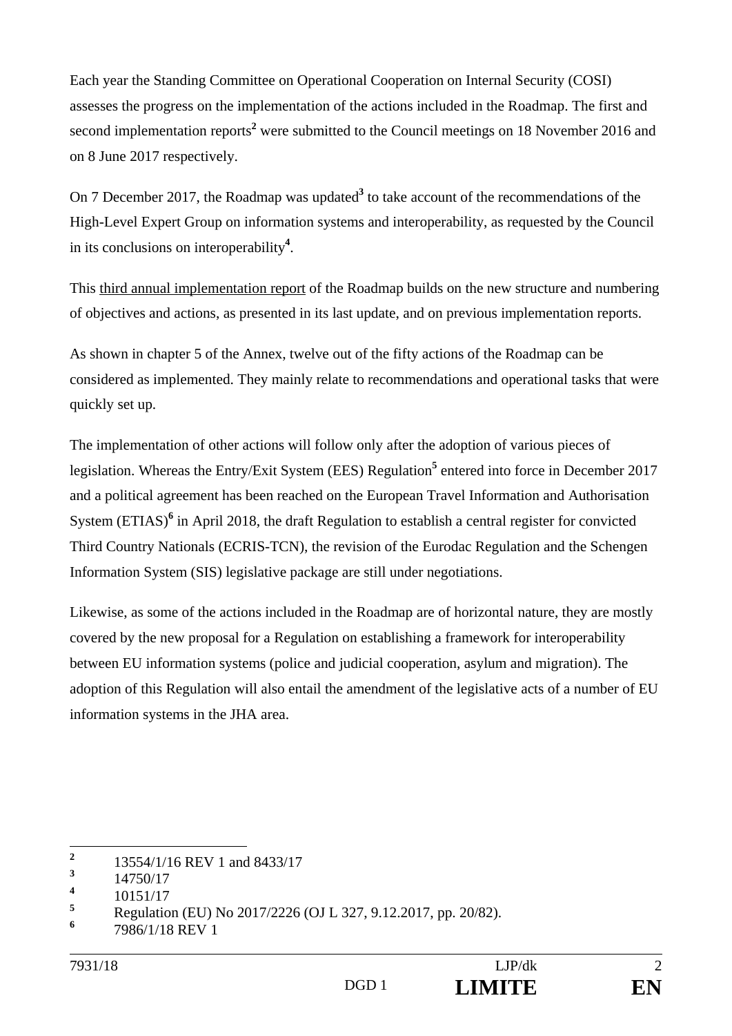Each year the Standing Committee on Operational Cooperation on Internal Security (COSI) assesses the progress on the implementation of the actions included in the Roadmap. The first and second implementation reports[2] were submitted to the Council meetings on 18 November 2016 and on 8 June 2017 respectively.

On 7 December 2017, the Roadmap was updated[3] to take account of the recommendations of the High-Level Expert Group on information systems and interoperability, as requested by the Council in its conclusions on interoperability[4].

This <u>third annual implementation report</u> of the Roadmap builds on the new structure and numbering of objectives and actions, as presented in its last update, and on previous implementation reports.

As shown in chapter 5 of the Annex, twelve out of the fifty actions of the Roadmap can be considered as implemented. They mainly relate to recommendations and operational tasks that were quickly set up.

The implementation of other actions will follow only after the adoption of various pieces of legislation. Whereas the Entry/Exit System (EES) Regulation[5] entered into force in December 2017 and a political agreement has been reached on the European Travel Information and Authorisation System (ETIAS)[6] in April 2018, the draft Regulation to establish a central register for convicted Third Country Nationals (ECRIS-TCN), the revision of the Eurodac Regulation and the Schengen Information System (SIS) legislative package are still under negotiations.

Likewise, as some of the actions included in the Roadmap are of horizontal nature, they are mostly covered by the new proposal for a Regulation on establishing a framework for interoperability between EU information systems (police and judicial cooperation, asylum and migration). The adoption of this Regulation will also entail the amendment of the legislative acts of a number of EU information systems in the JHA area.

---

[2] 13554/1/16 REV 1 and 8433/17

[3] 14750/17

[4] 10151/17

[5] Regulation (EU) No 2017/2226 (OJ L 327, 9.12.2017, pp. 20/82).

[6] 7986/1/18 REV 1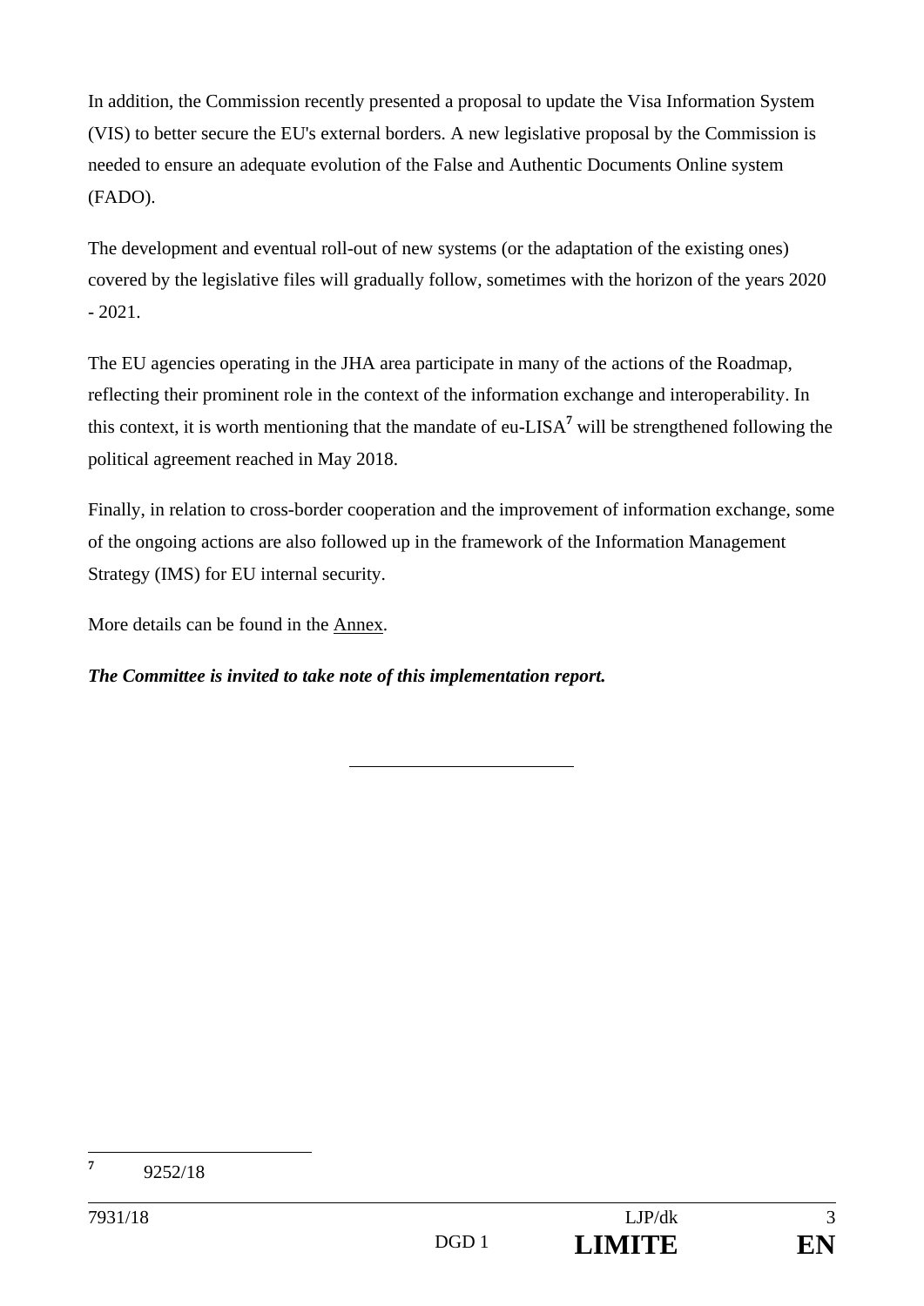In addition, the Commission recently presented a proposal to update the Visa Information System (VIS) to better secure the EU's external borders. A new legislative proposal by the Commission is needed to ensure an adequate evolution of the False and Authentic Documents Online system (FADO).

The development and eventual roll-out of new systems (or the adaptation of the existing ones) covered by the legislative files will gradually follow, sometimes with the horizon of the years 2020 - 2021.

The EU agencies operating in the JHA area participate in many of the actions of the Roadmap, reflecting their prominent role in the context of the information exchange and interoperability. In this context, it is worth mentioning that the mandate of eu-LISA[7] will be strengthened following the political agreement reached in May 2018.

Finally, in relation to cross-border cooperation and the improvement of information exchange, some of the ongoing actions are also followed up in the framework of the Information Management Strategy (IMS) for EU internal security.

More details can be found in the Annex.

***The Committee is invited to take note of this implementation report.***

---

[7] 9252/18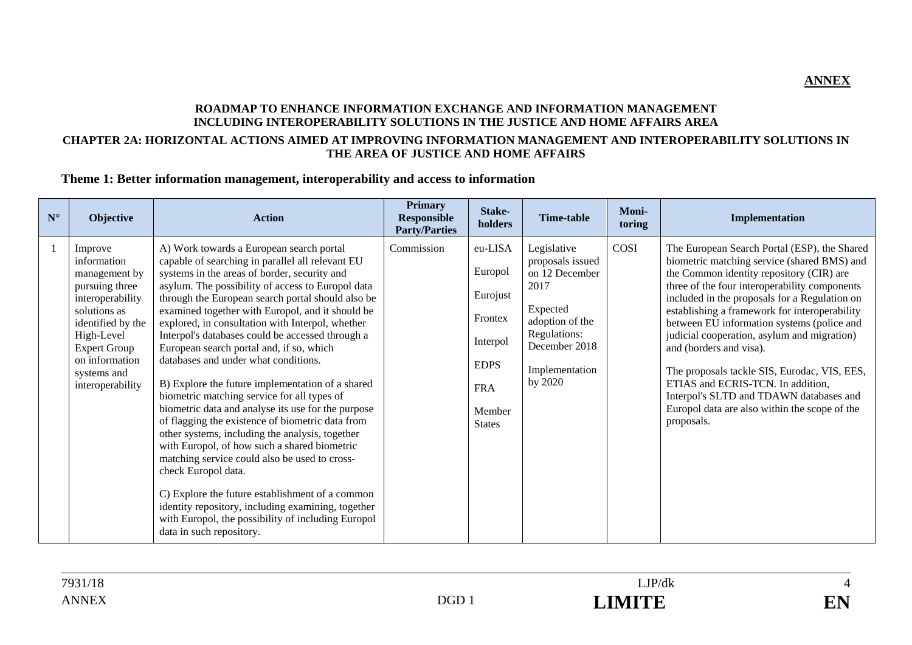**ANNEX**

**ROADMAP TO ENHANCE INFORMATION EXCHANGE AND INFORMATION MANAGEMENT INCLUDING INTEROPERABILITY SOLUTIONS IN THE JUSTICE AND HOME AFFAIRS AREA**

**CHAPTER 2A: HORIZONTAL ACTIONS AIMED AT IMPROVING INFORMATION MANAGEMENT AND INTEROPERABILITY SOLUTIONS IN THE AREA OF JUSTICE AND HOME AFFAIRS**

## Theme 1: Better information management, interoperability and access to information

| N° | Objective | Action | Primary Responsible Party/Parties | Stake-holders | Time-table | Moni-toring | Implementation |
|---|---|---|---|---|---|---|---|
| 1 | Improve information management by pursuing three interoperability solutions as identified by the High-Level Expert Group on information systems and interoperability | A) Work towards a European search portal capable of searching in parallel all relevant EU systems in the areas of border, security and asylum. The possibility of access to Europol data through the European search portal should also be examined together with Europol, and it should be explored, in consultation with Interpol, whether Interpol's databases could be accessed through a European search portal and, if so, which databases and under what conditions.<br><br>B) Explore the future implementation of a shared biometric matching service for all types of biometric data and analyse its use for the purpose of flagging the existence of biometric data from other systems, including the analysis, together with Europol, of how such a shared biometric matching service could also be used to cross-check Europol data.<br><br>C) Explore the future establishment of a common identity repository, including examining, together with Europol, the possibility of including Europol data in such repository. | Commission | eu-LISA<br><br>Europol<br><br>Eurojust<br><br>Frontex<br><br>Interpol<br><br>EDPS<br><br>FRA<br><br>Member States | Legislative proposals issued on 12 December 2017<br><br>Expected adoption of the Regulations: December 2018<br><br>Implementation by 2020 | COSI | The European Search Portal (ESP), the Shared biometric matching service (shared BMS) and the Common identity repository (CIR) are three of the four interoperability components included in the proposals for a Regulation on establishing a framework for interoperability between EU information systems (police and judicial cooperation, asylum and migration) and (borders and visa).<br><br>The proposals tackle SIS, Eurodac, VIS, EES, ETIAS and ECRIS-TCN. In addition, Interpol's SLTD and TDAWN databases and Europol data are also within the scope of the proposals. |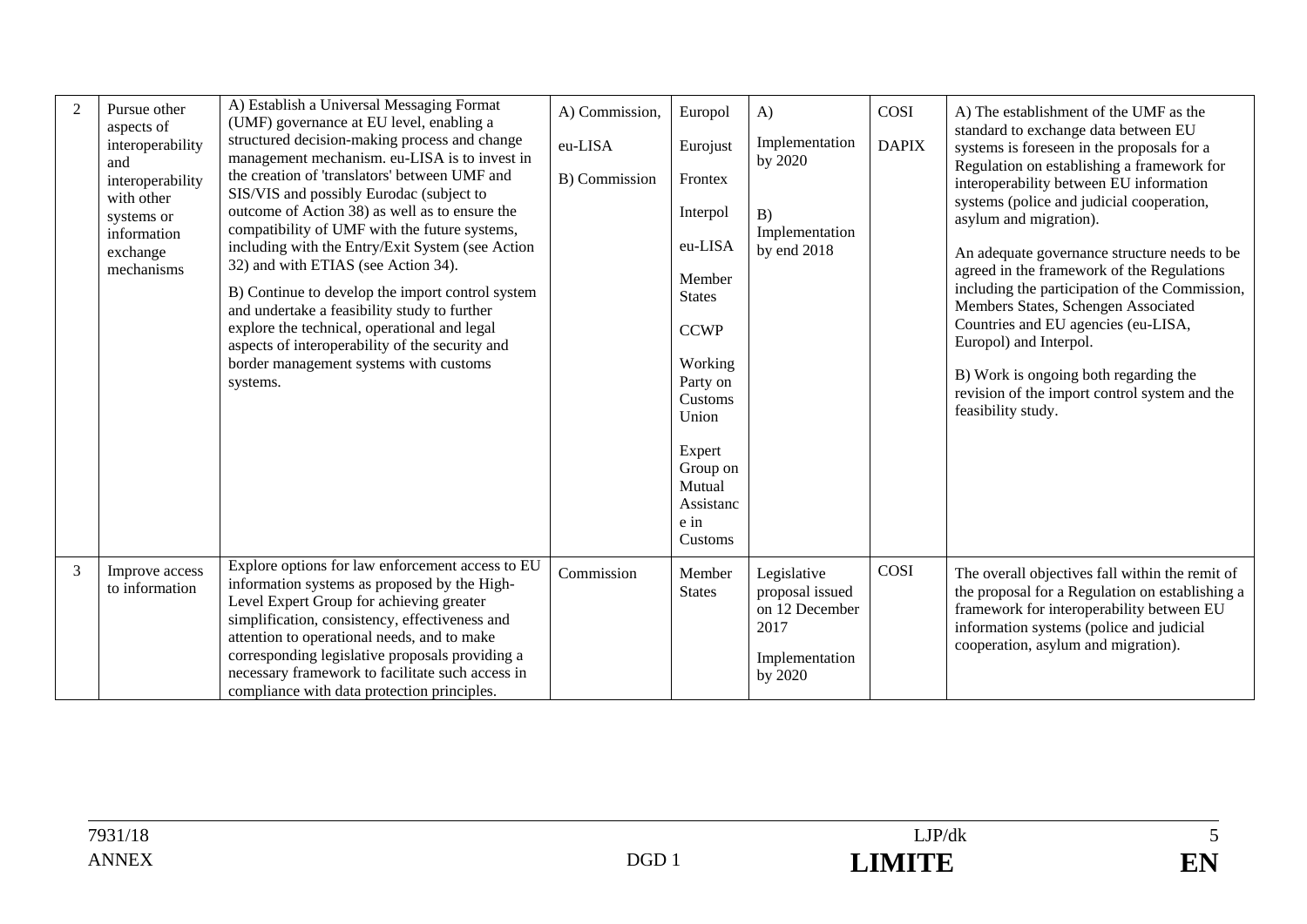| | | | | | | | |
|---|---|---|---|---|---|---|---|
| 2 | Pursue other aspects of interoperability and interoperability with other systems or information exchange mechanisms | A) Establish a Universal Messaging Format (UMF) governance at EU level, enabling a structured decision-making process and change management mechanism. eu-LISA is to invest in the creation of 'translators' between UMF and SIS/VIS and possibly Eurodac (subject to outcome of Action 38) as well as to ensure the compatibility of UMF with the future systems, including with the Entry/Exit System (see Action 32) and with ETIAS (see Action 34).<br><br>B) Continue to develop the import control system and undertake a feasibility study to further explore the technical, operational and legal aspects of interoperability of the security and border management systems with customs systems. | A) Commission,<br><br>eu-LISA<br><br>B) Commission | Europol<br><br>Eurojust<br><br>Frontex<br><br>Interpol<br><br>eu-LISA<br><br>Member States<br><br>CCWP<br><br>Working Party on Customs Union<br><br>Expert Group on Mutual Assistance in Customs | A)<br><br>Implementation by 2020<br><br>B)<br><br>Implementation by end 2018 | COSI<br><br>DAPIX | A) The establishment of the UMF as the standard to exchange data between EU systems is foreseen in the proposals for a Regulation on establishing a framework for interoperability between EU information systems (police and judicial cooperation, asylum and migration).<br><br>An adequate governance structure needs to be agreed in the framework of the Regulations including the participation of the Commission, Members States, Schengen Associated Countries and EU agencies (eu-LISA, Europol) and Interpol.<br><br>B) Work is ongoing both regarding the revision of the import control system and the feasibility study. |
| 3 | Improve access to information | Explore options for law enforcement access to EU information systems as proposed by the High-Level Expert Group for achieving greater simplification, consistency, effectiveness and attention to operational needs, and to make corresponding legislative proposals providing a necessary framework to facilitate such access in compliance with data protection principles. | Commission | Member States | Legislative proposal issued on 12 December 2017<br><br>Implementation by 2020 | COSI | The overall objectives fall within the remit of the proposal for a Regulation on establishing a framework for interoperability between EU information systems (police and judicial cooperation, asylum and migration). |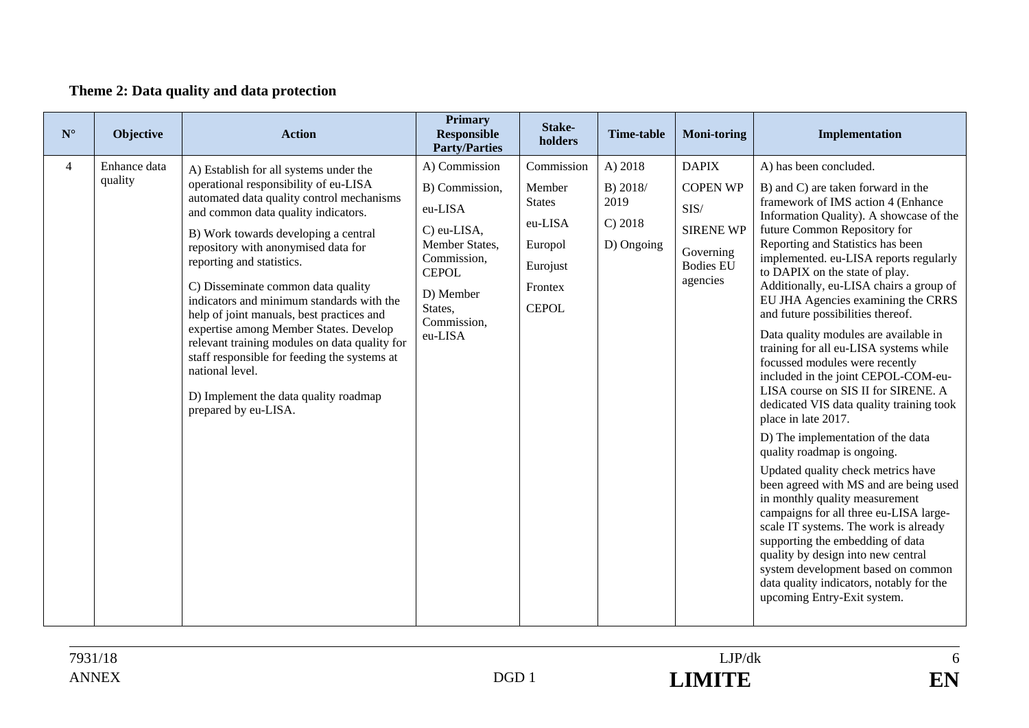**Theme 2: Data quality and data protection**

| N° | Objective | Action | Primary Responsible Party/Parties | Stake-holders | Time-table | Moni-toring | Implementation |
|---|---|---|---|---|---|---|---|
| 4 | Enhance data quality | A) Establish for all systems under the operational responsibility of eu-LISA automated data quality control mechanisms and common data quality indicators.<br><br>B) Work towards developing a central repository with anonymised data for reporting and statistics.<br><br>C) Disseminate common data quality indicators and minimum standards with the help of joint manuals, best practices and expertise among Member States. Develop relevant training modules on data quality for staff responsible for feeding the systems at national level.<br><br>D) Implement the data quality roadmap prepared by eu-LISA. | A) Commission<br><br>B) Commission, eu-LISA<br><br>C) eu-LISA, Member States, Commission, CEPOL<br><br>D) Member States, Commission, eu-LISA | Commission<br><br>Member States<br><br>eu-LISA<br><br>Europol<br><br>Eurojust<br><br>Frontex<br><br>CEPOL | A) 2018<br><br>B) 2018/ 2019<br><br>C) 2018<br><br>D) Ongoing | DAPIX<br><br>COPEN WP<br><br>SIS/ SIRENE WP<br><br>Governing Bodies EU agencies | A) has been concluded.<br><br>B) and C) are taken forward in the framework of IMS action 4 (Enhance Information Quality). A showcase of the future Common Repository for Reporting and Statistics has been implemented. eu-LISA reports regularly to DAPIX on the state of play. Additionally, eu-LISA chairs a group of EU JHA Agencies examining the CRRS and future possibilities thereof.<br><br>Data quality modules are available in training for all eu-LISA systems while focussed modules were recently included in the joint CEPOL-COM-eu-LISA course on SIS II for SIRENE. A dedicated VIS data quality training took place in late 2017.<br><br>D) The implementation of the data quality roadmap is ongoing.<br><br>Updated quality check metrics have been agreed with MS and are being used in monthly quality measurement campaigns for all three eu-LISA large-scale IT systems. The work is already supporting the embedding of data quality by design into new central system development based on common data quality indicators, notably for the upcoming Entry-Exit system. |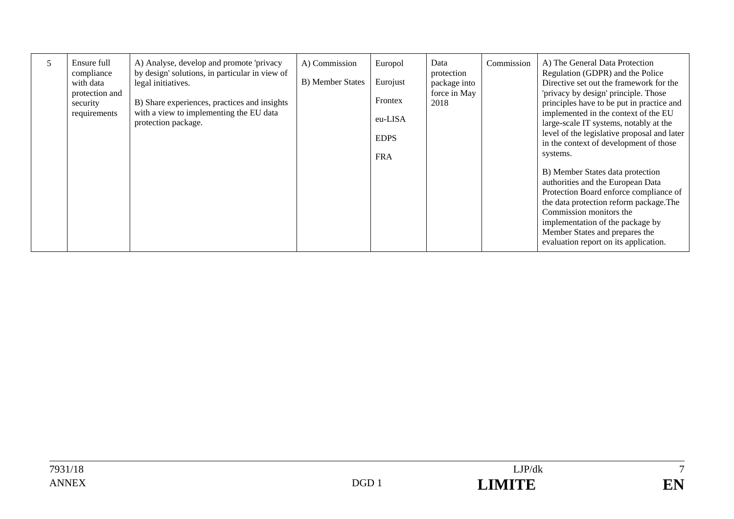| 5 | Ensure full compliance with data protection and security requirements | A) Analyse, develop and promote 'privacy by design' solutions, in particular in view of legal initiatives.<br><br>B) Share experiences, practices and insights with a view to implementing the EU data protection package. | A) Commission<br><br>B) Member States | Europol<br><br>Eurojust<br><br>Frontex<br><br>eu-LISA<br><br>EDPS<br><br>FRA | Data protection package into force in May 2018 | Commission | A) The General Data Protection Regulation (GDPR) and the Police Directive set out the framework for the 'privacy by design' principle. Those principles have to be put in practice and implemented in the context of the EU large-scale IT systems, notably at the level of the legislative proposal and later in the context of development of those systems.<br><br>B) Member States data protection authorities and the European Data Protection Board enforce compliance of the data protection reform package.The Commission monitors the implementation of the package by Member States and prepares the evaluation report on its application. |
|---|---|---|---|---|---|---|---|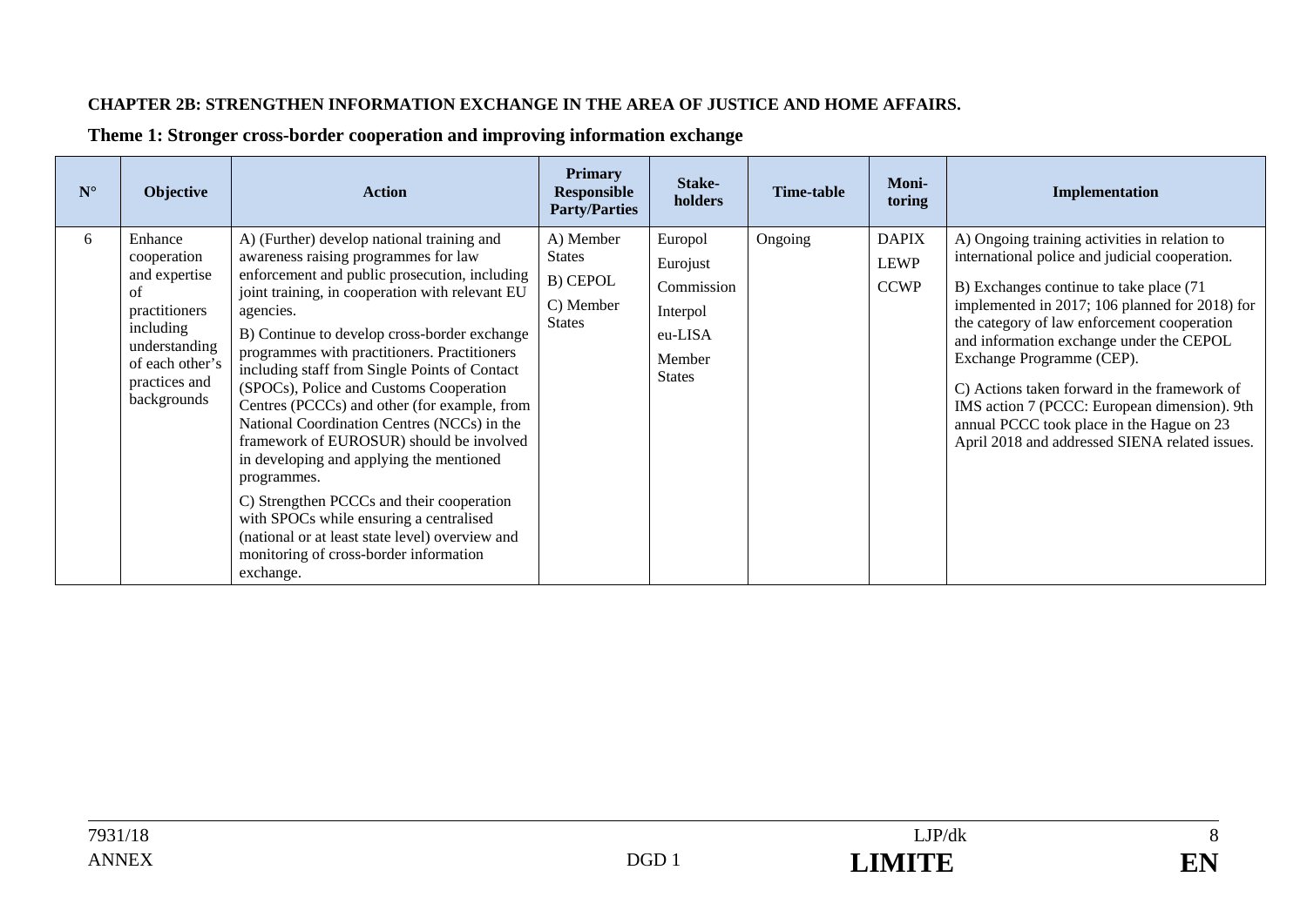**CHAPTER 2B: STRENGTHEN INFORMATION EXCHANGE IN THE AREA OF JUSTICE AND HOME AFFAIRS.**

**Theme 1: Stronger cross-border cooperation and improving information exchange**

| N° | Objective | Action | Primary Responsible Party/Parties | Stake-holders | Time-table | Moni-toring | Implementation |
|---|---|---|---|---|---|---|---|
| 6 | Enhance cooperation and expertise of practitioners including understanding of each other's practices and backgrounds | A) (Further) develop national training and awareness raising programmes for law enforcement and public prosecution, including joint training, in cooperation with relevant EU agencies.<br><br>B) Continue to develop cross-border exchange programmes with practitioners. Practitioners including staff from Single Points of Contact (SPOCs), Police and Customs Cooperation Centres (PCCCs) and other (for example, from National Coordination Centres (NCCs) in the framework of EUROSUR) should be involved in developing and applying the mentioned programmes.<br><br>C) Strengthen PCCCs and their cooperation with SPOCs while ensuring a centralised (national or at least state level) overview and monitoring of cross-border information exchange. | A) Member States<br><br>B) CEPOL<br><br>C) Member States | Europol<br><br>Eurojust<br><br>Commission<br><br>Interpol<br><br>eu-LISA<br><br>Member States | Ongoing | DAPIX<br><br>LEWP<br><br>CCWP | A) Ongoing training activities in relation to international police and judicial cooperation.<br><br>B) Exchanges continue to take place (71 implemented in 2017; 106 planned for 2018) for the category of law enforcement cooperation and information exchange under the CEPOL Exchange Programme (CEP).<br><br>C) Actions taken forward in the framework of IMS action 7 (PCCC: European dimension). 9th annual PCCC took place in the Hague on 23 April 2018 and addressed SIENA related issues. |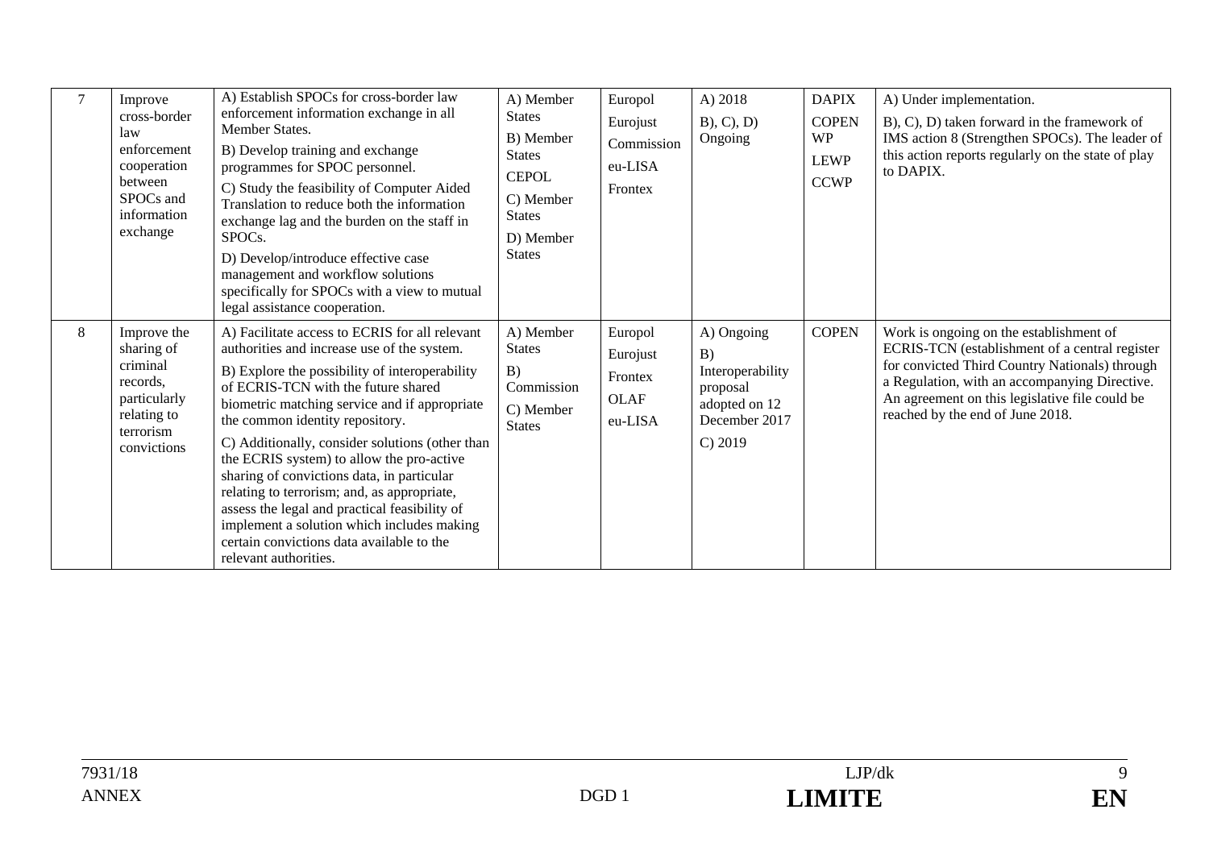| 7 | Improve cross-border law enforcement cooperation between SPOCs and information exchange | A) Establish SPOCs for cross-border law enforcement information exchange in all Member States.<br>B) Develop training and exchange programmes for SPOC personnel.<br>C) Study the feasibility of Computer Aided Translation to reduce both the information exchange lag and the burden on the staff in SPOCs.<br>D) Develop/introduce effective case management and workflow solutions specifically for SPOCs with a view to mutual legal assistance cooperation. | A) Member States<br>B) Member States<br>CEPOL<br>C) Member States<br>D) Member States | Europol<br>Eurojust<br>Commission<br>eu-LISA<br>Frontex | A) 2018<br>B), C), D) Ongoing | DAPIX<br>COPEN WP<br>LEWP<br>CCWP | A) Under implementation.<br>B), C), D) taken forward in the framework of IMS action 8 (Strengthen SPOCs). The leader of this action reports regularly on the state of play to DAPIX. |
|---|---|---|---|---|---|---|---|
| 8 | Improve the sharing of criminal records, particularly relating to terrorism convictions | A) Facilitate access to ECRIS for all relevant authorities and increase use of the system.<br>B) Explore the possibility of interoperability of ECRIS-TCN with the future shared biometric matching service and if appropriate the common identity repository.<br>C) Additionally, consider solutions (other than the ECRIS system) to allow the pro-active sharing of convictions data, in particular relating to terrorism; and, as appropriate, assess the legal and practical feasibility of implement a solution which includes making certain convictions data available to the relevant authorities. | A) Member States<br>B) Commission<br>C) Member States | Europol<br>Eurojust<br>Frontex<br>OLAF<br>eu-LISA | A) Ongoing<br>B) Interoperability proposal adopted on 12 December 2017<br>C) 2019 | COPEN | Work is ongoing on the establishment of ECRIS-TCN (establishment of a central register for convicted Third Country Nationals) through a Regulation, with an accompanying Directive. An agreement on this legislative file could be reached by the end of June 2018. |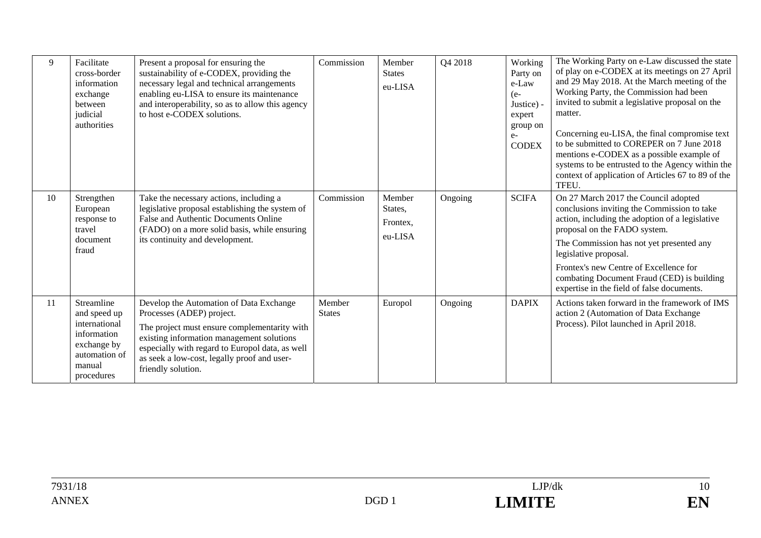| 9 | Facilitate cross-border information exchange between judicial authorities | Present a proposal for ensuring the sustainability of e-CODEX, providing the necessary legal and technical arrangements enabling eu-LISA to ensure its maintenance and interoperability, so as to allow this agency to host e-CODEX solutions. | Commission | Member States eu-LISA | Q4 2018 | Working Party on e-Law (e-Justice) - expert group on e-CODEX | The Working Party on e-Law discussed the state of play on e-CODEX at its meetings on 27 April and 29 May 2018. At the March meeting of the Working Party, the Commission had been invited to submit a legislative proposal on the matter.<br><br>Concerning eu-LISA, the final compromise text to be submitted to COREPER on 7 June 2018 mentions e-CODEX as a possible example of systems to be entrusted to the Agency within the context of application of Articles 67 to 89 of the TFEU. |
|---|---|---|---|---|---|---|---|
| 10 | Strengthen European response to travel document fraud | Take the necessary actions, including a legislative proposal establishing the system of False and Authentic Documents Online (FADO) on a more solid basis, while ensuring its continuity and development. | Commission | Member States, Frontex, eu-LISA | Ongoing | SCIFA | On 27 March 2017 the Council adopted conclusions inviting the Commission to take action, including the adoption of a legislative proposal on the FADO system.<br><br>The Commission has not yet presented any legislative proposal.<br><br>Frontex's new Centre of Excellence for combating Document Fraud (CED) is building expertise in the field of false documents. |
| 11 | Streamline and speed up international information exchange by automation of manual procedures | Develop the Automation of Data Exchange Processes (ADEP) project.<br><br>The project must ensure complementarity with existing information management solutions especially with regard to Europol data, as well as seek a low-cost, legally proof and user-friendly solution. | Member States | Europol | Ongoing | DAPIX | Actions taken forward in the framework of IMS action 2 (Automation of Data Exchange Process). Pilot launched in April 2018. |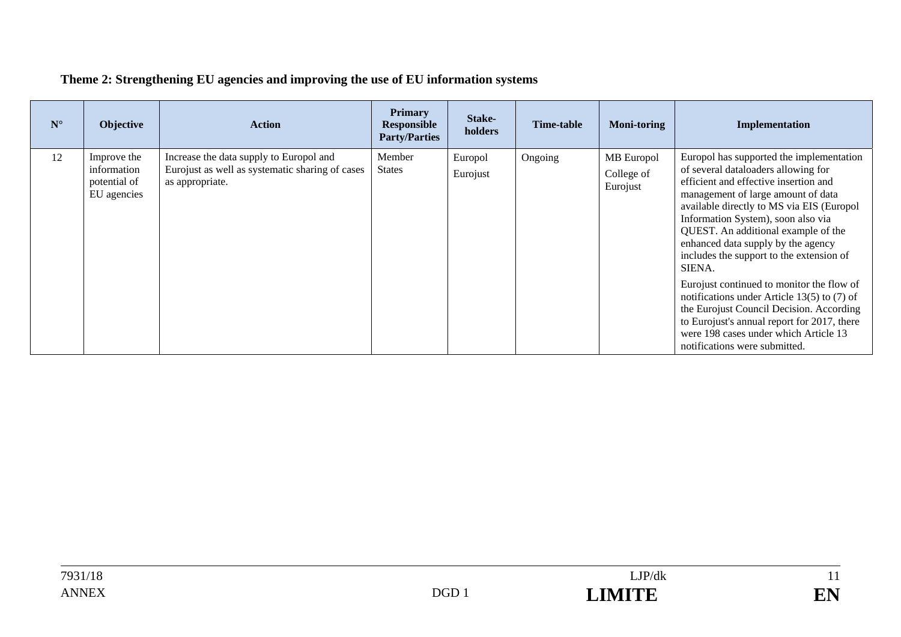**Theme 2: Strengthening EU agencies and improving the use of EU information systems**

| N° | Objective | Action | Primary Responsible Party/Parties | Stake-holders | Time-table | Moni-toring | Implementation |
|---|---|---|---|---|---|---|---|
| 12 | Improve the information potential of EU agencies | Increase the data supply to Europol and Eurojust as well as systematic sharing of cases as appropriate. | Member States | Europol<br>Eurojust | Ongoing | MB Europol<br>College of Eurojust | Europol has supported the implementation of several dataloaders allowing for efficient and effective insertion and management of large amount of data available directly to MS via EIS (Europol Information System), soon also via QUEST. An additional example of the enhanced data supply by the agency includes the support to the extension of SIENA.<br><br>Eurojust continued to monitor the flow of notifications under Article 13(5) to (7) of the Eurojust Council Decision. According to Eurojust's annual report for 2017, there were 198 cases under which Article 13 notifications were submitted. |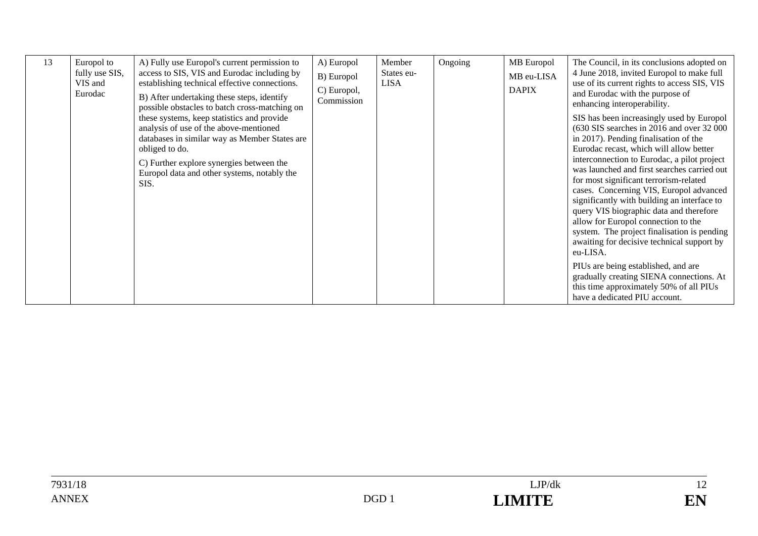| 13 | Europol to fully use SIS, VIS and Eurodac | A) Fully use Europol's current permission to access to SIS, VIS and Eurodac including by establishing technical effective connections.<br>B) After undertaking these steps, identify possible obstacles to batch cross-matching on these systems, keep statistics and provide analysis of use of the above-mentioned databases in similar way as Member States are obliged to do.<br>C) Further explore synergies between the Europol data and other systems, notably the SIS. | A) Europol<br>B) Europol<br>C) Europol, Commission | Member States eu-LISA | Ongoing | MB Europol<br>MB eu-LISA<br>DAPIX | The Council, in its conclusions adopted on 4 June 2018, invited Europol to make full use of its current rights to access SIS, VIS and Eurodac with the purpose of enhancing interoperability.<br>SIS has been increasingly used by Europol (630 SIS searches in 2016 and over 32 000 in 2017). Pending finalisation of the Eurodac recast, which will allow better interconnection to Eurodac, a pilot project was launched and first searches carried out for most significant terrorism-related cases. Concerning VIS, Europol advanced significantly with building an interface to query VIS biographic data and therefore allow for Europol connection to the system. The project finalisation is pending awaiting for decisive technical support by eu-LISA.<br>PIUs are being established, and are gradually creating SIENA connections. At this time approximately 50% of all PIUs have a dedicated PIU account. |
|---|---|---|---|---|---|---|---|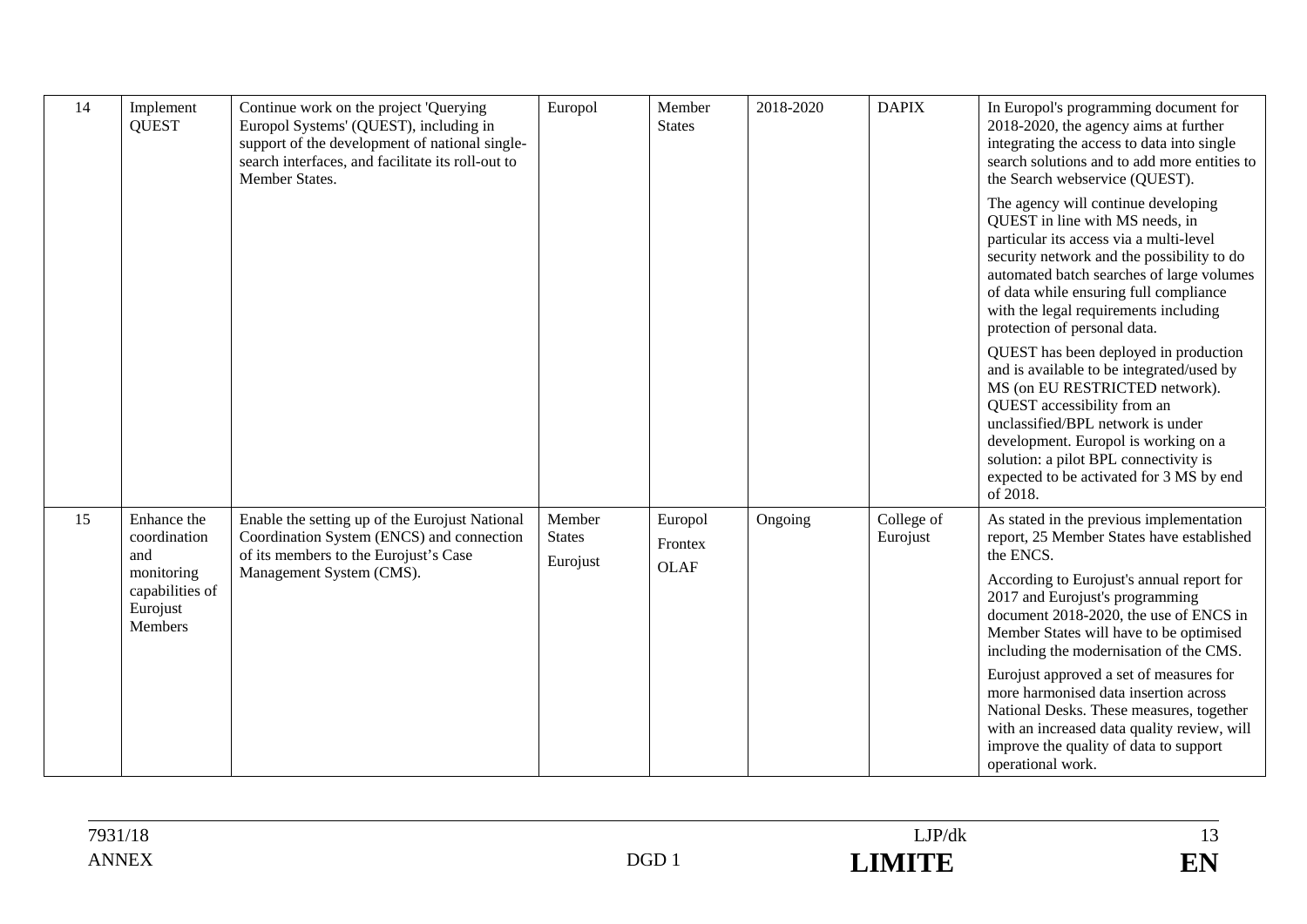| 14 | Implement QUEST | Continue work on the project 'Querying Europol Systems' (QUEST), including in support of the development of national single-search interfaces, and facilitate its roll-out to Member States. | Europol | Member States | 2018-2020 | DAPIX | In Europol's programming document for 2018-2020, the agency aims at further integrating the access to data into single search solutions and to add more entities to the Search webservice (QUEST).<br><br>The agency will continue developing QUEST in line with MS needs, in particular its access via a multi-level security network and the possibility to do automated batch searches of large volumes of data while ensuring full compliance with the legal requirements including protection of personal data.<br><br>QUEST has been deployed in production and is available to be integrated/used by MS (on EU RESTRICTED network). QUEST accessibility from an unclassified/BPL network is under development. Europol is working on a solution: a pilot BPL connectivity is expected to be activated for 3 MS by end of 2018. |
|---|---|---|---|---|---|---|---|
| 15 | Enhance the coordination and monitoring capabilities of Eurojust Members | Enable the setting up of the Eurojust National Coordination System (ENCS) and connection of its members to the Eurojust's Case Management System (CMS). | Member States<br>Eurojust | Europol<br>Frontex<br>OLAF | Ongoing | College of Eurojust | As stated in the previous implementation report, 25 Member States have established the ENCS.<br><br>According to Eurojust's annual report for 2017 and Eurojust's programming document 2018-2020, the use of ENCS in Member States will have to be optimised including the modernisation of the CMS.<br><br>Eurojust approved a set of measures for more harmonised data insertion across National Desks. These measures, together with an increased data quality review, will improve the quality of data to support operational work. |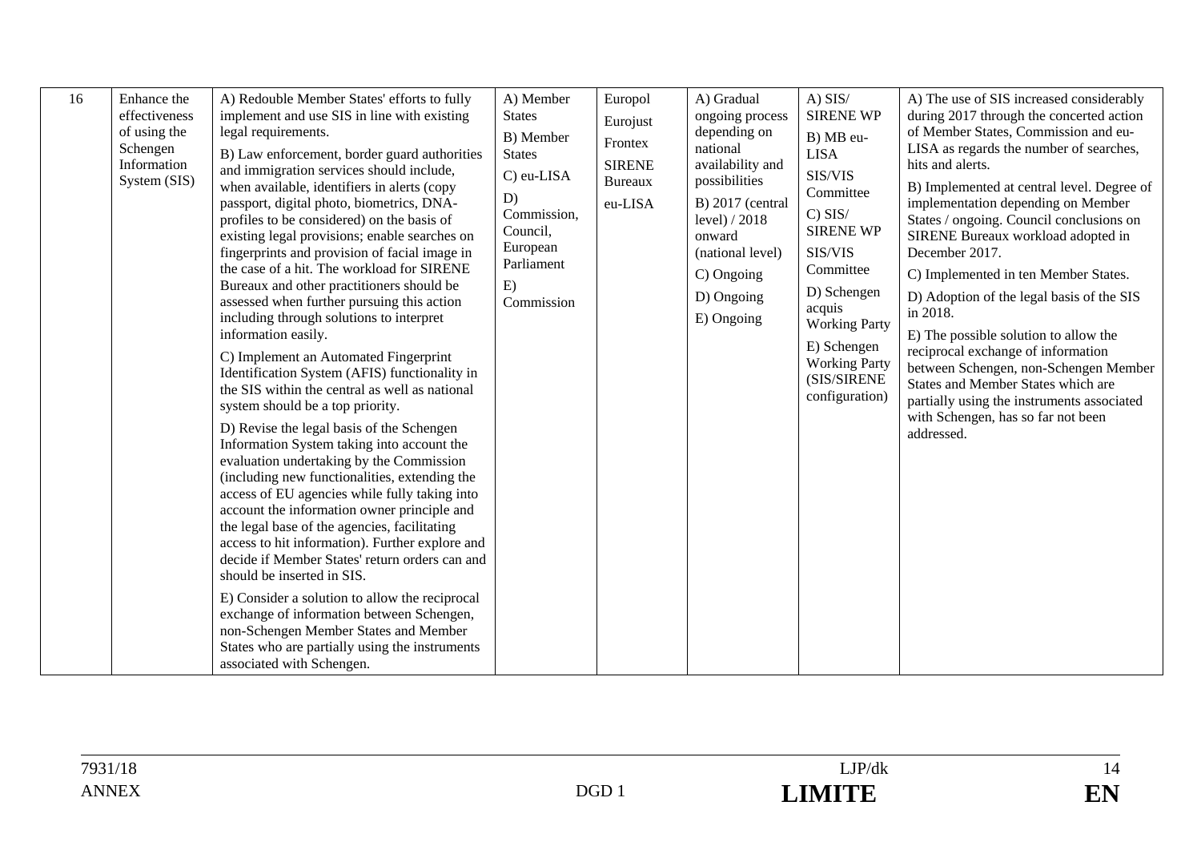| 16 | Enhance the effectiveness of using the Schengen Information System (SIS) | A) Redouble Member States' efforts to fully implement and use SIS in line with existing legal requirements.<br><br>B) Law enforcement, border guard authorities and immigration services should include, when available, identifiers in alerts (copy passport, digital photo, biometrics, DNA-profiles to be considered) on the basis of existing legal provisions; enable searches on fingerprints and provision of facial image in the case of a hit. The workload for SIRENE Bureaux and other practitioners should be assessed when further pursuing this action including through solutions to interpret information easily.<br><br>C) Implement an Automated Fingerprint Identification System (AFIS) functionality in the SIS within the central as well as national system should be a top priority.<br><br>D) Revise the legal basis of the Schengen Information System taking into account the evaluation undertaking by the Commission (including new functionalities, extending the access of EU agencies while fully taking into account the information owner principle and the legal base of the agencies, facilitating access to hit information). Further explore and decide if Member States' return orders can and should be inserted in SIS.<br><br>E) Consider a solution to allow the reciprocal exchange of information between Schengen, non-Schengen Member States and Member States who are partially using the instruments associated with Schengen. | A) Member States<br><br>B) Member States<br><br>C) eu-LISA<br><br>D) Commission, Council, European Parliament<br><br>E) Commission | Europol<br><br>Eurojust<br><br>Frontex<br><br>SIRENE Bureaux<br><br>eu-LISA | A) Gradual ongoing process depending on national availability and possibilities<br><br>B) 2017 (central level) / 2018 onward (national level)<br><br>C) Ongoing<br><br>D) Ongoing<br><br>E) Ongoing | A) SIS/ SIRENE WP<br><br>B) MB eu-LISA<br><br>SIS/VIS Committee<br><br>C) SIS/ SIRENE WP<br><br>SIS/VIS Committee<br><br>D) Schengen acquis Working Party<br><br>E) Schengen Working Party (SIS/SIRENE configuration) | A) The use of SIS increased considerably during 2017 through the concerted action of Member States, Commission and eu-LISA as regards the number of searches, hits and alerts.<br><br>B) Implemented at central level. Degree of implementation depending on Member States / ongoing. Council conclusions on SIRENE Bureaux workload adopted in December 2017.<br><br>C) Implemented in ten Member States.<br><br>D) Adoption of the legal basis of the SIS in 2018.<br><br>E) The possible solution to allow the reciprocal exchange of information between Schengen, non-Schengen Member States and Member States which are partially using the instruments associated with Schengen, has so far not been addressed. |
|---|---|---|---|---|---|---|---|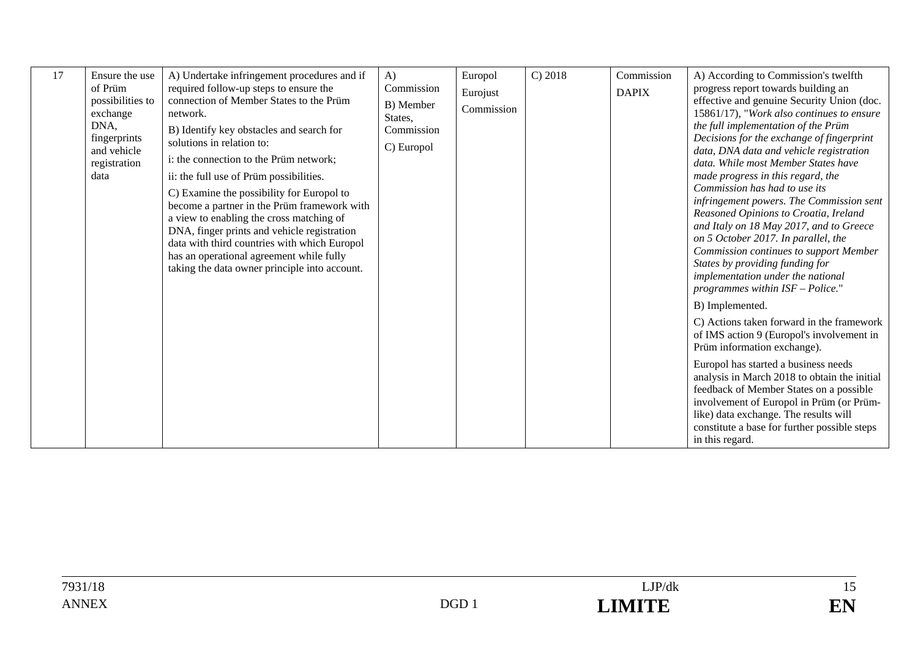| 17 | Ensure the use of Prüm possibilities to exchange DNA, fingerprints and vehicle registration data | A) Undertake infringement procedures and if required follow-up steps to ensure the connection of Member States to the Prüm network.<br>B) Identify key obstacles and search for solutions in relation to:<br>i: the connection to the Prüm network;<br>ii: the full use of Prüm possibilities.<br>C) Examine the possibility for Europol to become a partner in the Prüm framework with a view to enabling the cross matching of DNA, finger prints and vehicle registration data with third countries with which Europol has an operational agreement while fully taking the data owner principle into account. | A) Commission<br>B) Member States, Commission<br>C) Europol | Europol<br>Eurojust<br>Commission | C) 2018 | Commission<br>DAPIX | A) According to Commission's twelfth progress report towards building an effective and genuine Security Union (doc. 15861/17), "*Work also continues to ensure the full implementation of the Prüm Decisions for the exchange of fingerprint data, DNA data and vehicle registration data. While most Member States have made progress in this regard, the Commission has had to use its infringement powers. The Commission sent Reasoned Opinions to Croatia, Ireland and Italy on 18 May 2017, and to Greece on 5 October 2017. In parallel, the Commission continues to support Member States by providing funding for implementation under the national programmes within ISF – Police.*"<br>B) Implemented.<br>C) Actions taken forward in the framework of IMS action 9 (Europol's involvement in Prüm information exchange).<br>Europol has started a business needs analysis in March 2018 to obtain the initial feedback of Member States on a possible involvement of Europol in Prüm (or Prüm-like) data exchange. The results will constitute a base for further possible steps in this regard. |
|---|---|---|---|---|---|---|---|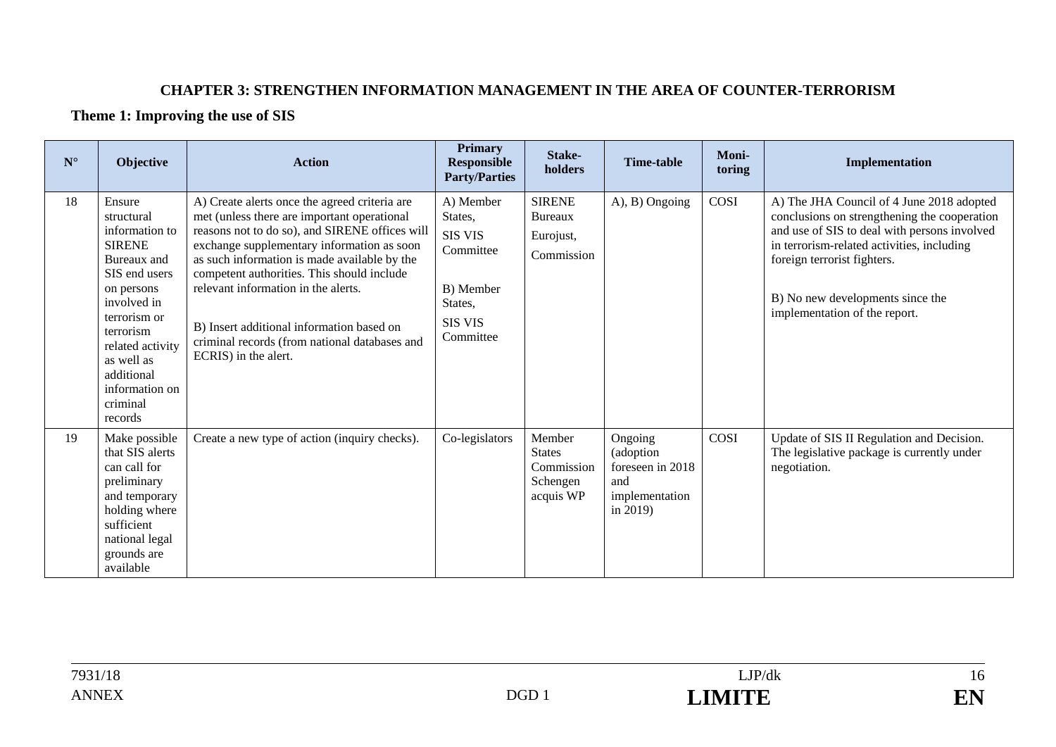## CHAPTER 3: STRENGTHEN INFORMATION MANAGEMENT IN THE AREA OF COUNTER-TERRORISM

### Theme 1: Improving the use of SIS

| N° | Objective | Action | Primary Responsible Party/Parties | Stake-holders | Time-table | Moni-toring | Implementation |
|---|---|---|---|---|---|---|---|
| 18 | Ensure structural information to SIRENE Bureaux and SIS end users on persons involved in terrorism or terrorism related activity as well as additional information on criminal records | A) Create alerts once the agreed criteria are met (unless there are important operational reasons not to do so), and SIRENE offices will exchange supplementary information as soon as such information is made available by the competent authorities. This should include relevant information in the alerts.<br><br>B) Insert additional information based on criminal records (from national databases and ECRIS) in the alert. | A) Member States,<br>SIS VIS Committee<br><br>B) Member States,<br>SIS VIS Committee | SIRENE Bureaux<br>Eurojust,<br>Commission | A), B) Ongoing | COSI | A) The JHA Council of 4 June 2018 adopted conclusions on strengthening the cooperation and use of SIS to deal with persons involved in terrorism-related activities, including foreign terrorist fighters.<br><br>B) No new developments since the implementation of the report. |
| 19 | Make possible that SIS alerts can call for preliminary and temporary holding where sufficient national legal grounds are available | Create a new type of action (inquiry checks). | Co-legislators | Member States<br>Commission<br>Schengen acquis WP | Ongoing (adoption foreseen in 2018 and implementation in 2019) | COSI | Update of SIS II Regulation and Decision. The legislative package is currently under negotiation. |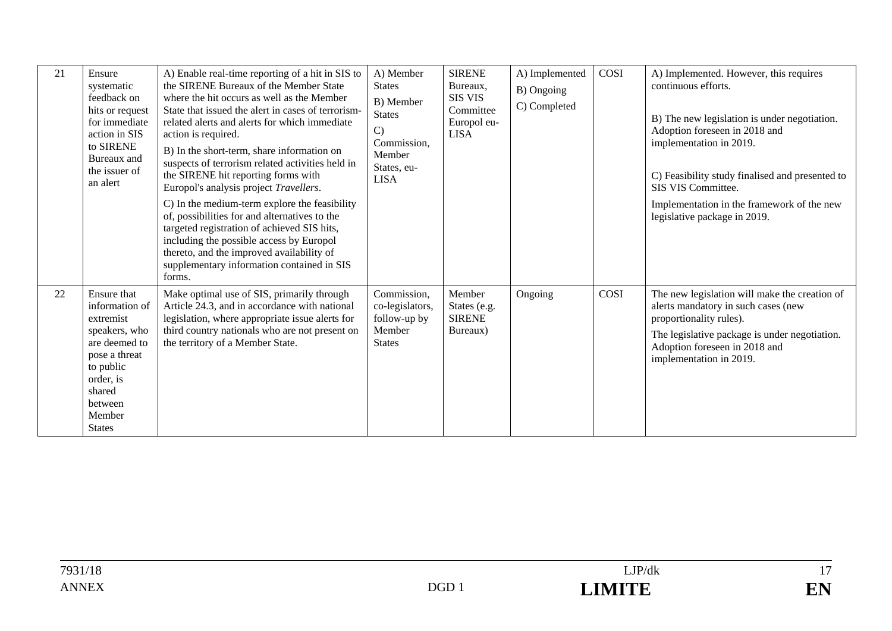| 21 | Ensure systematic feedback on hits or request for immediate action in SIS to SIRENE Bureaux and the issuer of an alert | A) Enable real-time reporting of a hit in SIS to the SIRENE Bureaux of the Member State where the hit occurs as well as the Member State that issued the alert in cases of terrorism-related alerts and alerts for which immediate action is required.<br>B) In the short-term, share information on suspects of terrorism related activities held in the SIRENE hit reporting forms with Europol's analysis project *Travellers*.<br>C) In the medium-term explore the feasibility of, possibilities for and alternatives to the targeted registration of achieved SIS hits, including the possible access by Europol thereto, and the improved availability of supplementary information contained in SIS forms. | A) Member States<br>B) Member States<br>C) Commission, Member States, eu-LISA | SIRENE Bureaux, SIS VIS Committee Europol eu-LISA | A) Implemented<br>B) Ongoing<br>C) Completed | COSI | A) Implemented. However, this requires continuous efforts.<br>B) The new legislation is under negotiation. Adoption foreseen in 2018 and implementation in 2019.<br>C) Feasibility study finalised and presented to SIS VIS Committee.<br>Implementation in the framework of the new legislative package in 2019. |
|---|---|---|---|---|---|---|---|
| 22 | Ensure that information of extremist speakers, who are deemed to pose a threat to public order, is shared between Member States | Make optimal use of SIS, primarily through Article 24.3, and in accordance with national legislation, where appropriate issue alerts for third country nationals who are not present on the territory of a Member State. | Commission, co-legislators, follow-up by Member States | Member States (e.g. SIRENE Bureaux) | Ongoing | COSI | The new legislation will make the creation of alerts mandatory in such cases (new proportionality rules).<br>The legislative package is under negotiation. Adoption foreseen in 2018 and implementation in 2019. |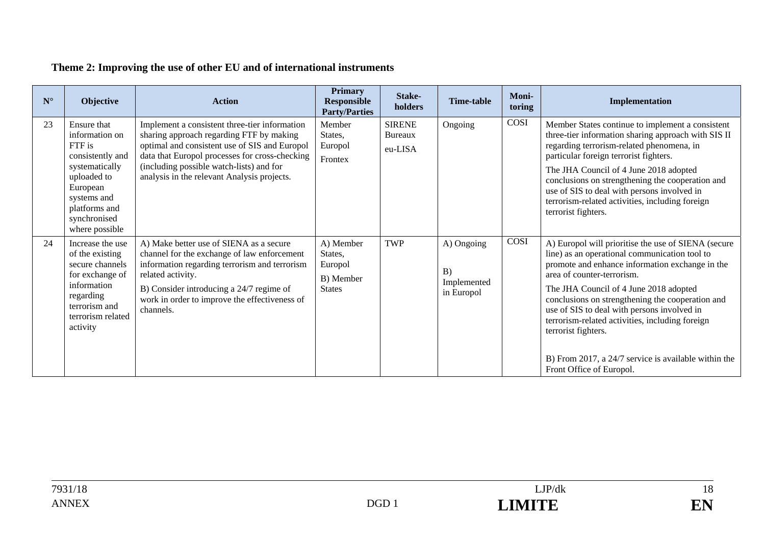### Theme 2: Improving the use of other EU and of international instruments

| N° | Objective | Action | Primary Responsible Party/Parties | Stake-holders | Time-table | Moni-toring | Implementation |
|---|---|---|---|---|---|---|---|
| 23 | Ensure that information on FTF is consistently and systematically uploaded to European systems and platforms and synchronised where possible | Implement a consistent three-tier information sharing approach regarding FTF by making optimal and consistent use of SIS and Europol data that Europol processes for cross-checking (including possible watch-lists) and for analysis in the relevant Analysis projects. | Member States, Europol<br><br>Frontex | SIRENE Bureaux<br><br>eu-LISA | Ongoing | COSI | Member States continue to implement a consistent three-tier information sharing approach with SIS II regarding terrorism-related phenomena, in particular foreign terrorist fighters.<br><br>The JHA Council of 4 June 2018 adopted conclusions on strengthening the cooperation and use of SIS to deal with persons involved in terrorism-related activities, including foreign terrorist fighters. |
| 24 | Increase the use of the existing secure channels for exchange of information regarding terrorism and terrorism related activity | A) Make better use of SIENA as a secure channel for the exchange of law enforcement information regarding terrorism and terrorism related activity.<br><br>B) Consider introducing a 24/7 regime of work in order to improve the effectiveness of channels. | A) Member States, Europol<br><br>B) Member States | TWP | A) Ongoing<br><br>B) Implemented in Europol | COSI | A) Europol will prioritise the use of SIENA (secure line) as an operational communication tool to promote and enhance information exchange in the area of counter-terrorism.<br><br>The JHA Council of 4 June 2018 adopted conclusions on strengthening the cooperation and use of SIS to deal with persons involved in terrorism-related activities, including foreign terrorist fighters.<br><br>B) From 2017, a 24/7 service is available within the Front Office of Europol. |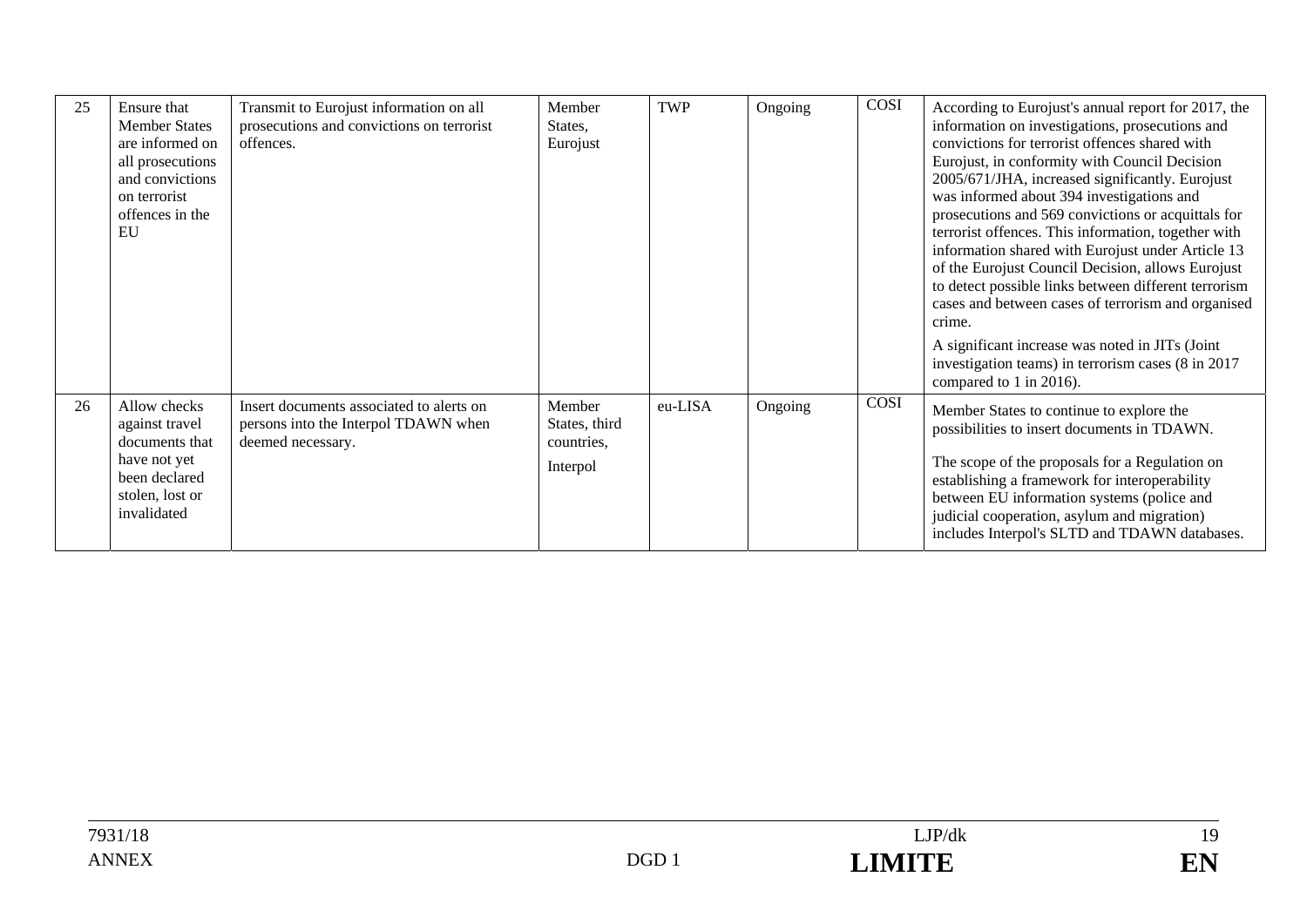| 25 | Ensure that Member States are informed on all prosecutions and convictions on terrorist offences in the EU | Transmit to Eurojust information on all prosecutions and convictions on terrorist offences. | Member States, Eurojust | TWP | Ongoing | COSI | According to Eurojust's annual report for 2017, the information on investigations, prosecutions and convictions for terrorist offences shared with Eurojust, in conformity with Council Decision 2005/671/JHA, increased significantly. Eurojust was informed about 394 investigations and prosecutions and 569 convictions or acquittals for terrorist offences. This information, together with information shared with Eurojust under Article 13 of the Eurojust Council Decision, allows Eurojust to detect possible links between different terrorism cases and between cases of terrorism and organised crime.<br><br>A significant increase was noted in JITs (Joint investigation teams) in terrorism cases (8 in 2017 compared to 1 in 2016). |
|---|---|---|---|---|---|---|---|
| 26 | Allow checks against travel documents that have not yet been declared stolen, lost or invalidated | Insert documents associated to alerts on persons into the Interpol TDAWN when deemed necessary. | Member States, third countries,<br><br>Interpol | eu-LISA | Ongoing | COSI | Member States to continue to explore the possibilities to insert documents in TDAWN.<br><br>The scope of the proposals for a Regulation on establishing a framework for interoperability between EU information systems (police and judicial cooperation, asylum and migration) includes Interpol's SLTD and TDAWN databases. |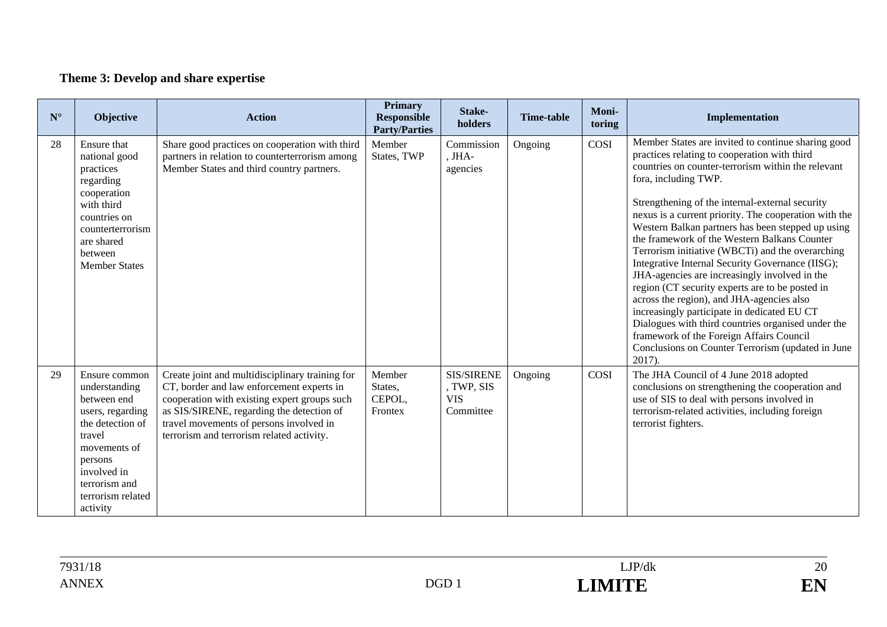### Theme 3: Develop and share expertise

| N° | Objective | Action | Primary Responsible Party/Parties | Stake-holders | Time-table | Moni-toring | Implementation |
|---|---|---|---|---|---|---|---|
| 28 | Ensure that national good practices regarding cooperation with third countries on counterterrorism are shared between Member States | Share good practices on cooperation with third partners in relation to counterterrorism among Member States and third country partners. | Member States, TWP | Commission, JHA-agencies | Ongoing | COSI | Member States are invited to continue sharing good practices relating to cooperation with third countries on counter-terrorism within the relevant fora, including TWP.<br><br>Strengthening of the internal-external security nexus is a current priority. The cooperation with the Western Balkan partners has been stepped up using the framework of the Western Balkans Counter Terrorism initiative (WBCTi) and the overarching Integrative Internal Security Governance (IISG); JHA-agencies are increasingly involved in the region (CT security experts are to be posted in across the region), and JHA-agencies also increasingly participate in dedicated EU CT Dialogues with third countries organised under the framework of the Foreign Affairs Council Conclusions on Counter Terrorism (updated in June 2017). |
| 29 | Ensure common understanding between end users, regarding the detection of travel movements of persons involved in terrorism and terrorism related activity | Create joint and multidisciplinary training for CT, border and law enforcement experts in cooperation with existing expert groups such as SIS/SIRENE, regarding the detection of travel movements of persons involved in terrorism and terrorism related activity. | Member States, CEPOL, Frontex | SIS/SIRENE, TWP, SIS VIS Committee | Ongoing | COSI | The JHA Council of 4 June 2018 adopted conclusions on strengthening the cooperation and use of SIS to deal with persons involved in terrorism-related activities, including foreign terrorist fighters. |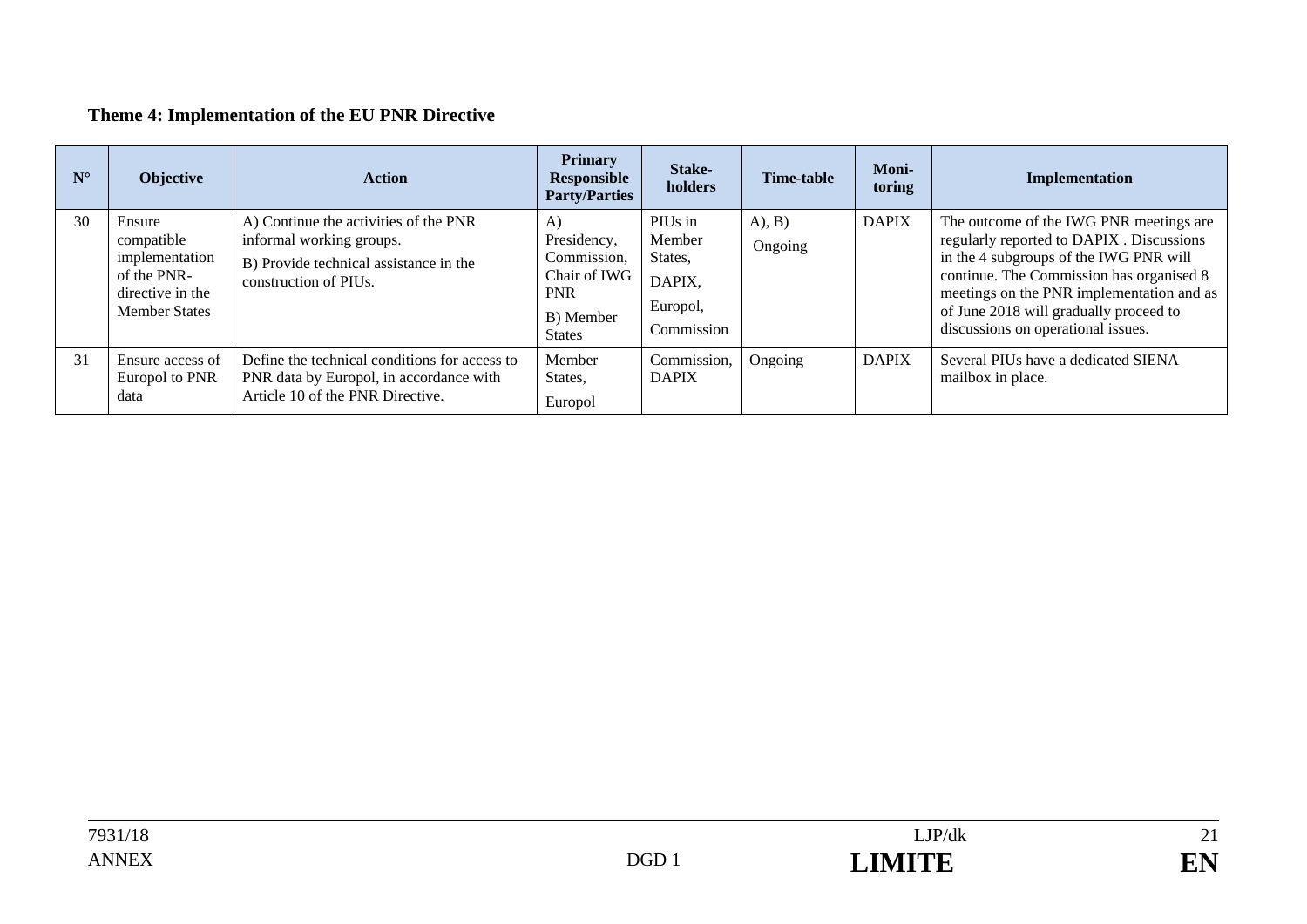**Theme 4: Implementation of the EU PNR Directive**

| N° | Objective | Action | Primary Responsible Party/Parties | Stake-holders | Time-table | Moni-toring | Implementation |
|---|---|---|---|---|---|---|---|
| 30 | Ensure compatible implementation of the PNR-directive in the Member States | A) Continue the activities of the PNR informal working groups.<br>B) Provide technical assistance in the construction of PIUs. | A) Presidency, Commission, Chair of IWG PNR<br>B) Member States | PIUs in Member States,<br>DAPIX,<br>Europol,<br>Commission | A), B)<br>Ongoing | DAPIX | The outcome of the IWG PNR meetings are regularly reported to DAPIX . Discussions in the 4 subgroups of the IWG PNR will continue. The Commission has organised 8 meetings on the PNR implementation and as of June 2018 will gradually proceed to discussions on operational issues. |
| 31 | Ensure access of Europol to PNR data | Define the technical conditions for access to PNR data by Europol, in accordance with Article 10 of the PNR Directive. | Member States,<br>Europol | Commission, DAPIX | Ongoing | DAPIX | Several PIUs have a dedicated SIENA mailbox in place. |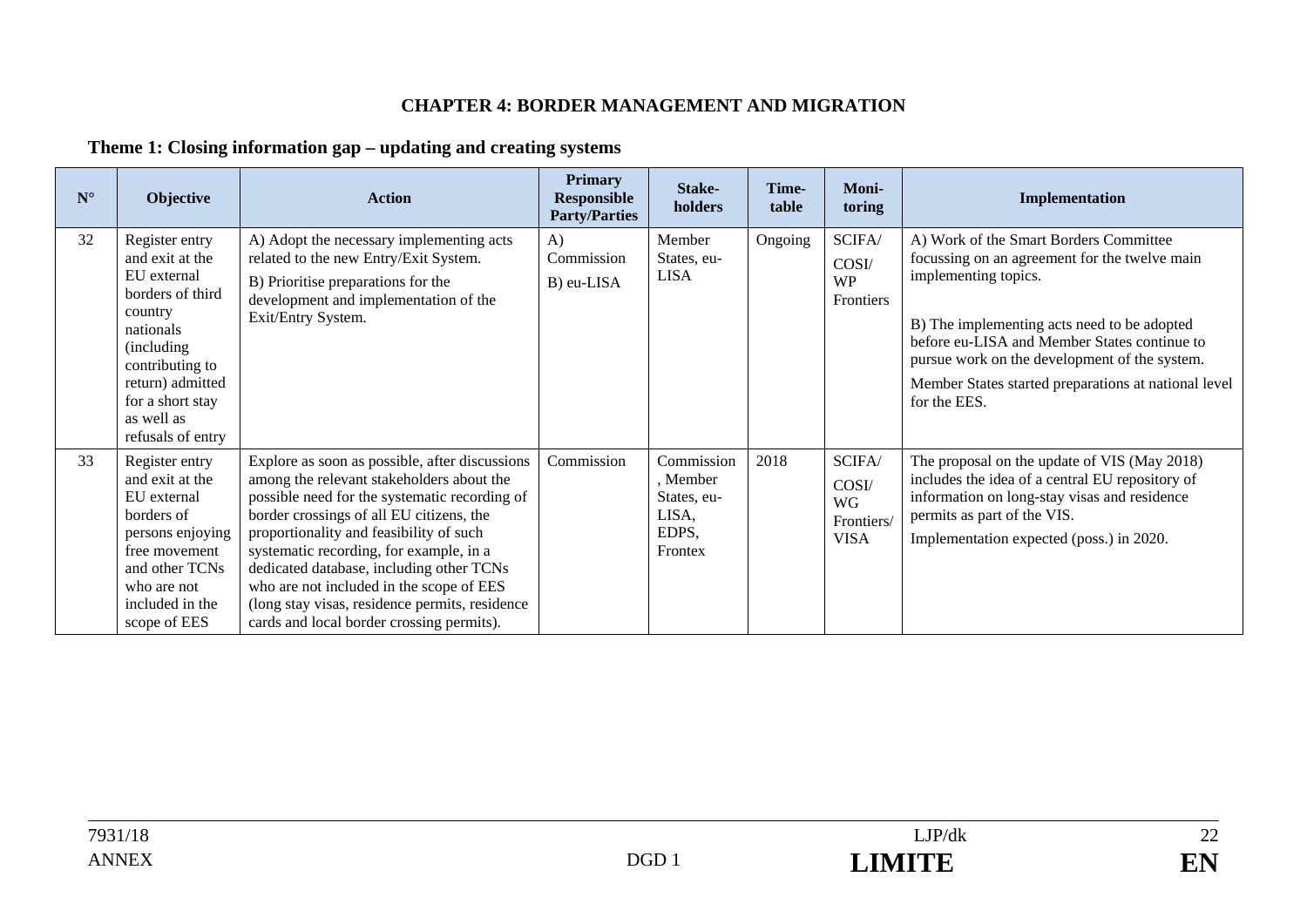# CHAPTER 4: BORDER MANAGEMENT AND MIGRATION

## Theme 1: Closing information gap – updating and creating systems

| N° | Objective | Action | Primary Responsible Party/Parties | Stake-holders | Time-table | Moni-toring | Implementation |
|---|---|---|---|---|---|---|---|
| 32 | Register entry and exit at the EU external borders of third country nationals (including contributing to return) admitted for a short stay as well as refusals of entry | A) Adopt the necessary implementing acts related to the new Entry/Exit System.<br>B) Prioritise preparations for the development and implementation of the Exit/Entry System. | A) Commission<br>B) eu-LISA | Member States, eu-LISA | Ongoing | SCIFA/ COSI/ WP Frontiers | A) Work of the Smart Borders Committee focussing on an agreement for the twelve main implementing topics.<br><br>B) The implementing acts need to be adopted before eu-LISA and Member States continue to pursue work on the development of the system.<br>Member States started preparations at national level for the EES. |
| 33 | Register entry and exit at the EU external borders of persons enjoying free movement and other TCNs who are not included in the scope of EES | Explore as soon as possible, after discussions among the relevant stakeholders about the possible need for the systematic recording of border crossings of all EU citizens, the proportionality and feasibility of such systematic recording, for example, in a dedicated database, including other TCNs who are not included in the scope of EES (long stay visas, residence permits, residence cards and local border crossing permits). | Commission | Commission, Member States, eu-LISA, EDPS, Frontex | 2018 | SCIFA/ COSI/ WG Frontiers/ VISA | The proposal on the update of VIS (May 2018) includes the idea of a central EU repository of information on long-stay visas and residence permits as part of the VIS.<br>Implementation expected (poss.) in 2020. |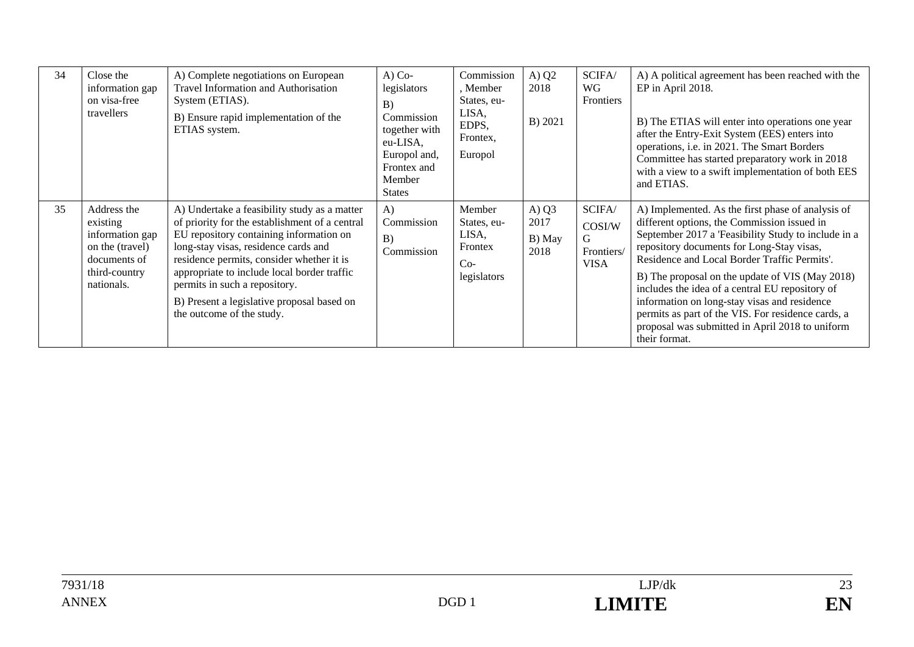| 34 | Close the information gap on visa-free travellers | A) Complete negotiations on European Travel Information and Authorisation System (ETIAS).<br>B) Ensure rapid implementation of the ETIAS system. | A) Co-legislators<br>B) Commission together with eu-LISA, Europol and, Frontex and Member States | Commission, Member States, eu-LISA, EDPS, Frontex, Europol | A) Q2 2018<br>B) 2021 | SCIFA/ WG Frontiers | A) A political agreement has been reached with the EP in April 2018.<br><br>B) The ETIAS will enter into operations one year after the Entry-Exit System (EES) enters into operations, i.e. in 2021. The Smart Borders Committee has started preparatory work in 2018 with a view to a swift implementation of both EES and ETIAS. |
|---|---|---|---|---|---|---|---|
| 35 | Address the existing information gap on the (travel) documents of third-country nationals. | A) Undertake a feasibility study as a matter of priority for the establishment of a central EU repository containing information on long-stay visas, residence cards and residence permits, consider whether it is appropriate to include local border traffic permits in such a repository.<br>B) Present a legislative proposal based on the outcome of the study. | A) Commission<br>B) Commission | Member States, eu-LISA, Frontex<br>Co-legislators | A) Q3 2017<br>B) May 2018 | SCIFA/ COSI/WG Frontiers/ VISA | A) Implemented. As the first phase of analysis of different options, the Commission issued in September 2017 a 'Feasibility Study to include in a repository documents for Long-Stay visas, Residence and Local Border Traffic Permits'.<br>B) The proposal on the update of VIS (May 2018) includes the idea of a central EU repository of information on long-stay visas and residence permits as part of the VIS. For residence cards, a proposal was submitted in April 2018 to uniform their format. |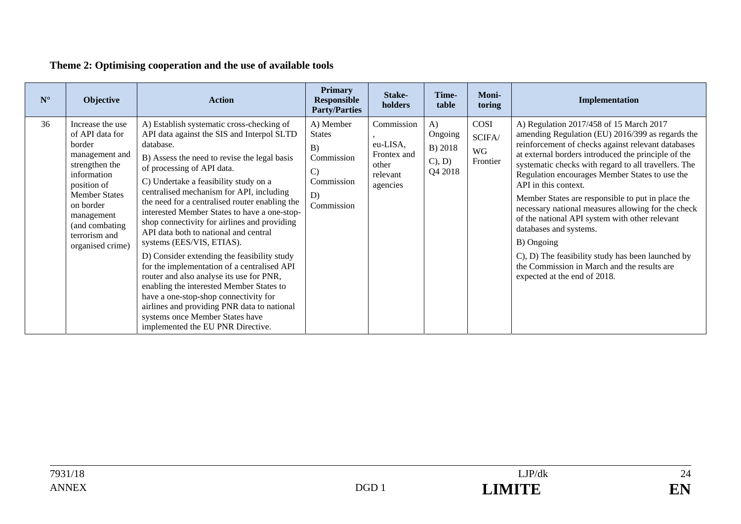**Theme 2: Optimising cooperation and the use of available tools**

| N° | Objective | Action | Primary Responsible Party/Parties | Stake-holders | Time-table | Moni-toring | Implementation |
|---|---|---|---|---|---|---|---|
| 36 | Increase the use of API data for border management and strengthen the information position of Member States on border management (and combating terrorism and organised crime) | A) Establish systematic cross-checking of API data against the SIS and Interpol SLTD database.<br>B) Assess the need to revise the legal basis of processing of API data.<br>C) Undertake a feasibility study on a centralised mechanism for API, including the need for a centralised router enabling the interested Member States to have a one-stop-shop connectivity for airlines and providing API data both to national and central systems (EES/VIS, ETIAS).<br>D) Consider extending the feasibility study for the implementation of a centralised API router and also analyse its use for PNR, enabling the interested Member States to have a one-stop-shop connectivity for airlines and providing PNR data to national systems once Member States have implemented the EU PNR Directive. | A) Member States<br>B) Commission<br>C) Commission<br>D) Commission | Commission, eu-LISA, Frontex and other relevant agencies | A) Ongoing<br>B) 2018<br>C), D) Q4 2018 | COSI<br>SCIFA/<br>WG Frontier | A) Regulation 2017/458 of 15 March 2017 amending Regulation (EU) 2016/399 as regards the reinforcement of checks against relevant databases at external borders introduced the principle of the systematic checks with regard to all travellers. The Regulation encourages Member States to use the API in this context.<br>Member States are responsible to put in place the necessary national measures allowing for the check of the national API system with other relevant databases and systems.<br>B) Ongoing<br>C), D) The feasibility study has been launched by the Commission in March and the results are expected at the end of 2018. |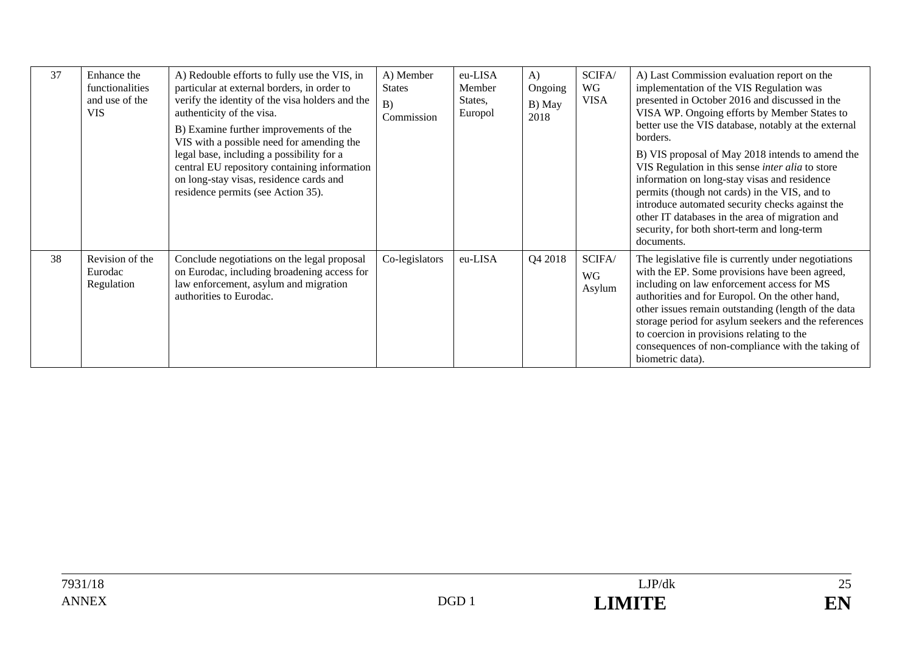| 37 | Enhance the functionalities and use of the VIS | A) Redouble efforts to fully use the VIS, in particular at external borders, in order to verify the identity of the visa holders and the authenticity of the visa.<br>B) Examine further improvements of the VIS with a possible need for amending the legal base, including a possibility for a central EU repository containing information on long-stay visas, residence cards and residence permits (see Action 35). | A) Member States<br>B) Commission | eu-LISA Member States, Europol | A) Ongoing<br>B) May 2018 | SCIFA/ WG VISA | A) Last Commission evaluation report on the implementation of the VIS Regulation was presented in October 2016 and discussed in the VISA WP. Ongoing efforts by Member States to better use the VIS database, notably at the external borders.<br>B) VIS proposal of May 2018 intends to amend the VIS Regulation in this sense *inter alia* to store information on long-stay visas and residence permits (though not cards) in the VIS, and to introduce automated security checks against the other IT databases in the area of migration and security, for both short-term and long-term documents. |
|---|---|---|---|---|---|---|---|
| 38 | Revision of the Eurodac Regulation | Conclude negotiations on the legal proposal on Eurodac, including broadening access for law enforcement, asylum and migration authorities to Eurodac. | Co-legislators | eu-LISA | Q4 2018 | SCIFA/ WG Asylum | The legislative file is currently under negotiations with the EP. Some provisions have been agreed, including on law enforcement access for MS authorities and for Europol. On the other hand, other issues remain outstanding (length of the data storage period for asylum seekers and the references to coercion in provisions relating to the consequences of non-compliance with the taking of biometric data). |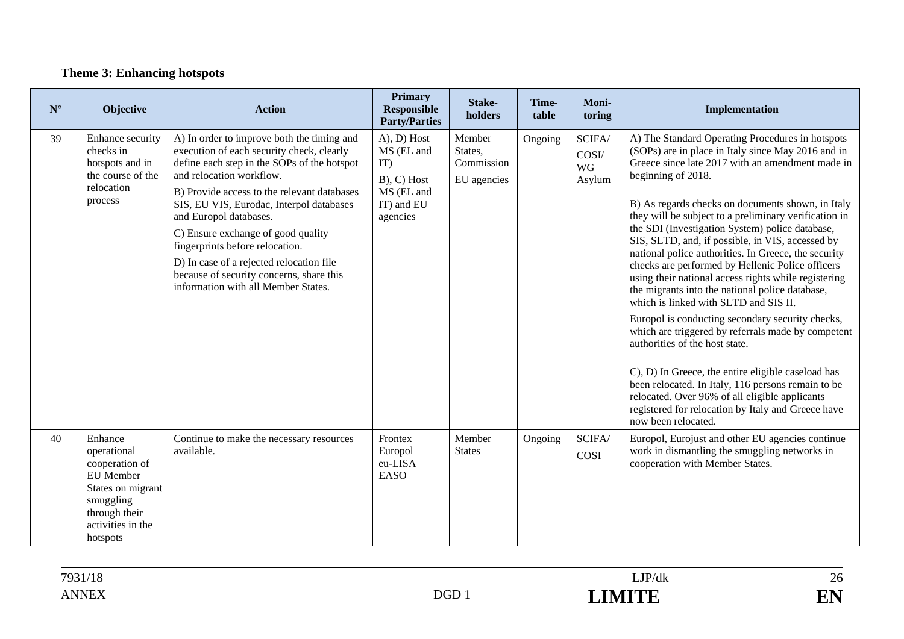**Theme 3: Enhancing hotspots**

| N° | Objective | Action | Primary Responsible Party/Parties | Stake-holders | Time-table | Moni-toring | Implementation |
|---|---|---|---|---|---|---|---|
| 39 | Enhance security checks in hotspots and in the course of the relocation process | A) In order to improve both the timing and execution of each security check, clearly define each step in the SOPs of the hotspot and relocation workflow.<br>B) Provide access to the relevant databases SIS, EU VIS, Eurodac, Interpol databases and Europol databases.<br>C) Ensure exchange of good quality fingerprints before relocation.<br>D) In case of a rejected relocation file because of security concerns, share this information with all Member States. | A), D) Host MS (EL and IT)<br>B), C) Host MS (EL and IT) and EU agencies | Member States, Commission<br>EU agencies | Ongoing | SCIFA/ COSI/ WG Asylum | A) The Standard Operating Procedures in hotspots (SOPs) are in place in Italy since May 2016 and in Greece since late 2017 with an amendment made in beginning of 2018.<br><br>B) As regards checks on documents shown, in Italy they will be subject to a preliminary verification in the SDI (Investigation System) police database, SIS, SLTD, and, if possible, in VIS, accessed by national police authorities. In Greece, the security checks are performed by Hellenic Police officers using their national access rights while registering the migrants into the national police database, which is linked with SLTD and SIS II.<br>Europol is conducting secondary security checks, which are triggered by referrals made by competent authorities of the host state.<br><br>C), D) In Greece, the entire eligible caseload has been relocated. In Italy, 116 persons remain to be relocated. Over 96% of all eligible applicants registered for relocation by Italy and Greece have now been relocated. |
| 40 | Enhance operational cooperation of EU Member States on migrant smuggling through their activities in the hotspots | Continue to make the necessary resources available. | Frontex<br>Europol<br>eu-LISA<br>EASO | Member States | Ongoing | SCIFA/ COSI | Europol, Eurojust and other EU agencies continue work in dismantling the smuggling networks in cooperation with Member States. |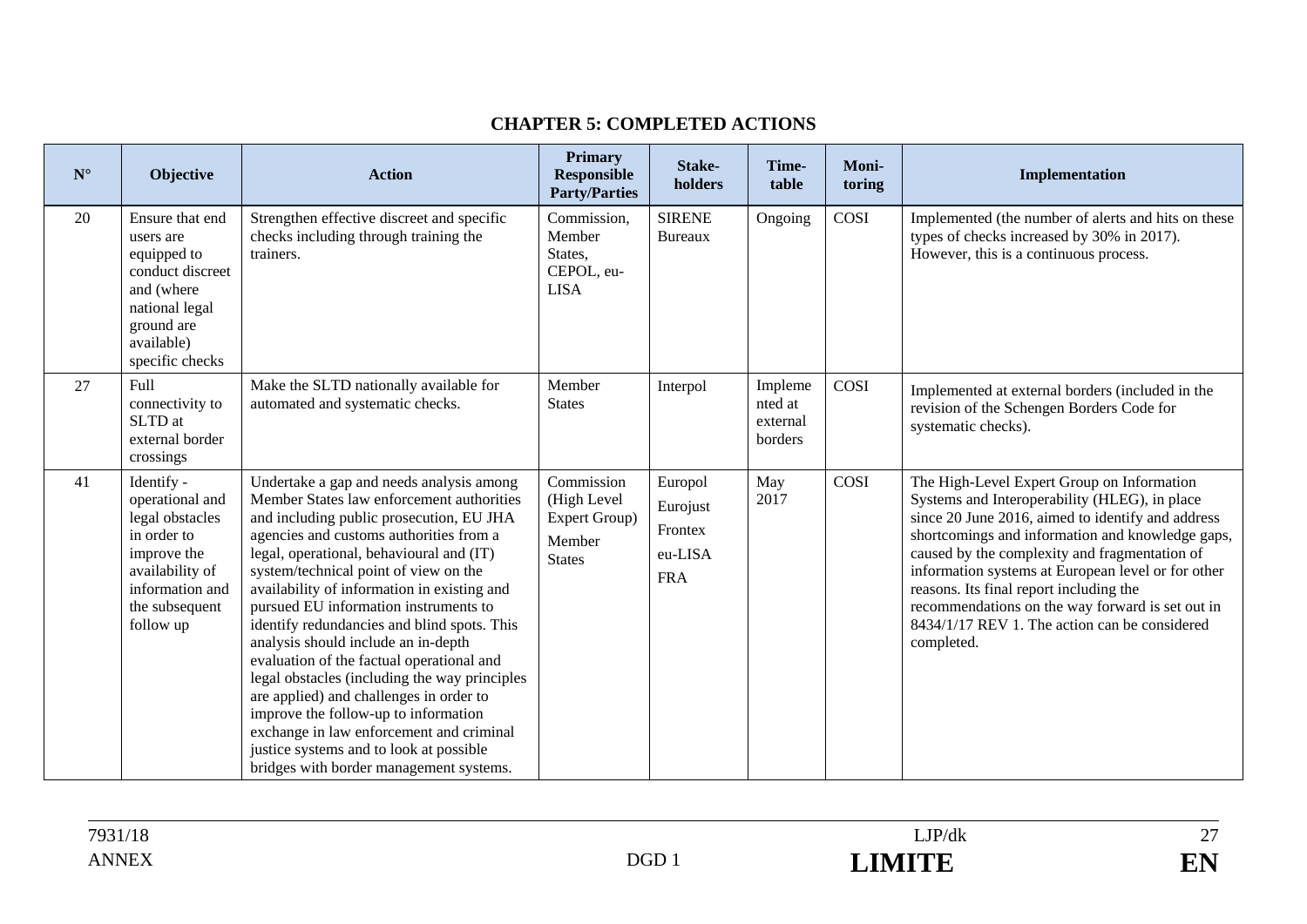## CHAPTER 5: COMPLETED ACTIONS

| N° | Objective | Action | Primary Responsible Party/Parties | Stake-holders | Time-table | Moni-toring | Implementation |
|---|---|---|---|---|---|---|---|
| 20 | Ensure that end users are equipped to conduct discreet and (where national legal ground are available) specific checks | Strengthen effective discreet and specific checks including through training the trainers. | Commission, Member States, CEPOL, eu-LISA | SIRENE Bureaux | Ongoing | COSI | Implemented (the number of alerts and hits on these types of checks increased by 30% in 2017). However, this is a continuous process. |
| 27 | Full connectivity to SLTD at external border crossings | Make the SLTD nationally available for automated and systematic checks. | Member States | Interpol | Implemented at external borders | COSI | Implemented at external borders (included in the revision of the Schengen Borders Code for systematic checks). |
| 41 | Identify - operational and legal obstacles in order to improve the availability of information and the subsequent follow up | Undertake a gap and needs analysis among Member States law enforcement authorities and including public prosecution, EU JHA agencies and customs authorities from a legal, operational, behavioural and (IT) system/technical point of view on the availability of information in existing and pursued EU information instruments to identify redundancies and blind spots. This analysis should include an in-depth evaluation of the factual operational and legal obstacles (including the way principles are applied) and challenges in order to improve the follow-up to information exchange in law enforcement and criminal justice systems and to look at possible bridges with border management systems. | Commission (High Level Expert Group) Member States | Europol Eurojust Frontex eu-LISA FRA | May 2017 | COSI | The High-Level Expert Group on Information Systems and Interoperability (HLEG), in place since 20 June 2016, aimed to identify and address shortcomings and information and knowledge gaps, caused by the complexity and fragmentation of information systems at European level or for other reasons. Its final report including the recommendations on the way forward is set out in 8434/1/17 REV 1. The action can be considered completed. |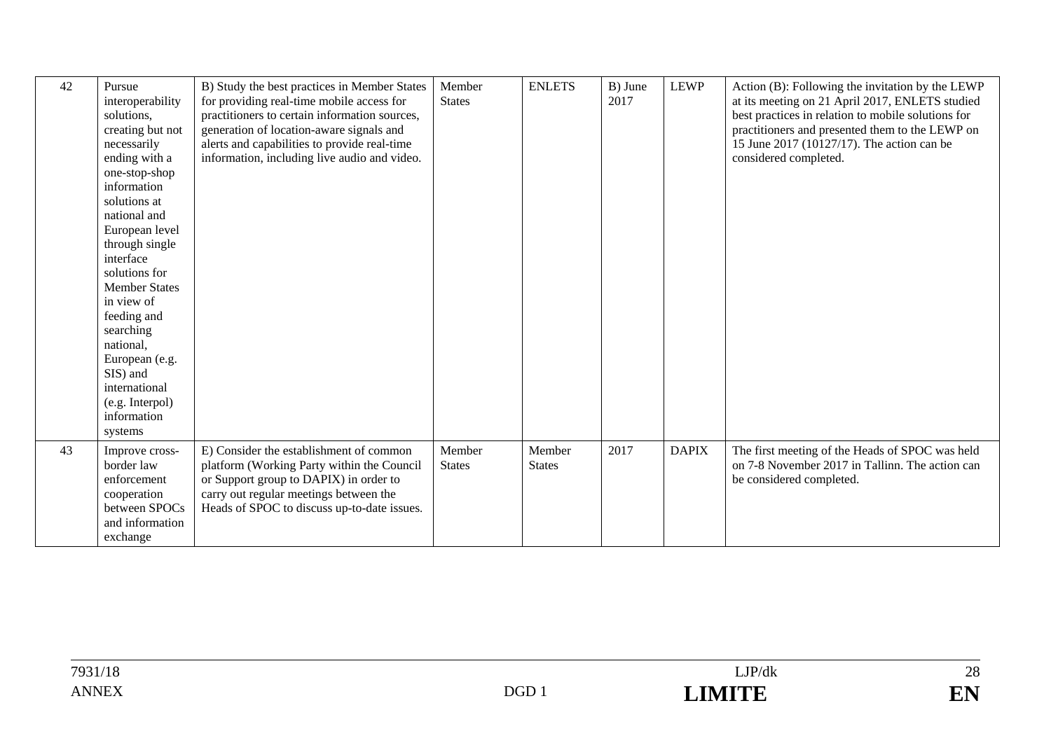| 42 | Pursue interoperability solutions, creating but not necessarily ending with a one-stop-shop information solutions at national and European level through single interface solutions for Member States in view of feeding and searching national, European (e.g. SIS) and international (e.g. Interpol) information systems | B) Study the best practices in Member States for providing real-time mobile access for practitioners to certain information sources, generation of location-aware signals and alerts and capabilities to provide real-time information, including live audio and video. | Member States | ENLETS | B) June 2017 | LEWP | Action (B): Following the invitation by the LEWP at its meeting on 21 April 2017, ENLETS studied best practices in relation to mobile solutions for practitioners and presented them to the LEWP on 15 June 2017 (10127/17). The action can be considered completed. |
|---|---|---|---|---|---|---|---|
| 43 | Improve cross-border law enforcement cooperation between SPOCs and information exchange | E) Consider the establishment of common platform (Working Party within the Council or Support group to DAPIX) in order to carry out regular meetings between the Heads of SPOC to discuss up-to-date issues. | Member States | Member States | 2017 | DAPIX | The first meeting of the Heads of SPOC was held on 7-8 November 2017 in Tallinn. The action can be considered completed. |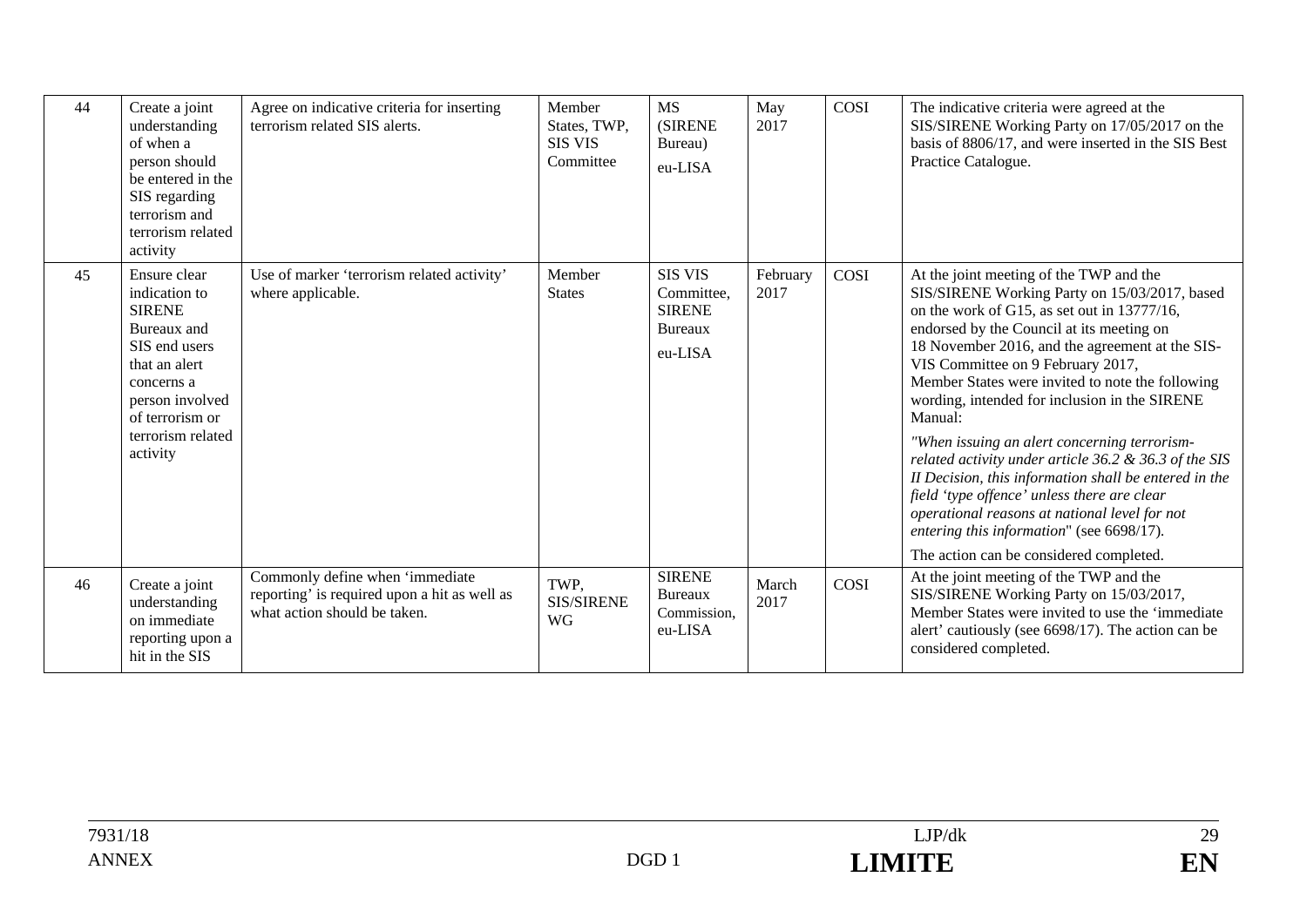| 44 | Create a joint understanding of when a person should be entered in the SIS regarding terrorism and terrorism related activity | Agree on indicative criteria for inserting terrorism related SIS alerts. | Member States, TWP, SIS VIS Committee | MS (SIRENE Bureau) eu-LISA | May 2017 | COSI | The indicative criteria were agreed at the SIS/SIRENE Working Party on 17/05/2017 on the basis of 8806/17, and were inserted in the SIS Best Practice Catalogue. |
|---|---|---|---|---|---|---|---|
| 45 | Ensure clear indication to SIRENE Bureaux and SIS end users that an alert concerns a person involved of terrorism or terrorism related activity | Use of marker 'terrorism related activity' where applicable. | Member States | SIS VIS Committee, SIRENE Bureaux eu-LISA | February 2017 | COSI | At the joint meeting of the TWP and the SIS/SIRENE Working Party on 15/03/2017, based on the work of G15, as set out in 13777/16, endorsed by the Council at its meeting on 18 November 2016, and the agreement at the SIS-VIS Committee on 9 February 2017, Member States were invited to note the following wording, intended for inclusion in the SIRENE Manual:<br><br>*"When issuing an alert concerning terrorism-related activity under article 36.2 & 36.3 of the SIS II Decision, this information shall be entered in the field 'type offence' unless there are clear operational reasons at national level for not entering this information*" (see 6698/17).<br><br>The action can be considered completed. |
| 46 | Create a joint understanding on immediate reporting upon a hit in the SIS | Commonly define when 'immediate reporting' is required upon a hit as well as what action should be taken. | TWP, SIS/SIRENE WG | SIRENE Bureaux Commission, eu-LISA | March 2017 | COSI | At the joint meeting of the TWP and the SIS/SIRENE Working Party on 15/03/2017, Member States were invited to use the 'immediate alert' cautiously (see 6698/17). The action can be considered completed. |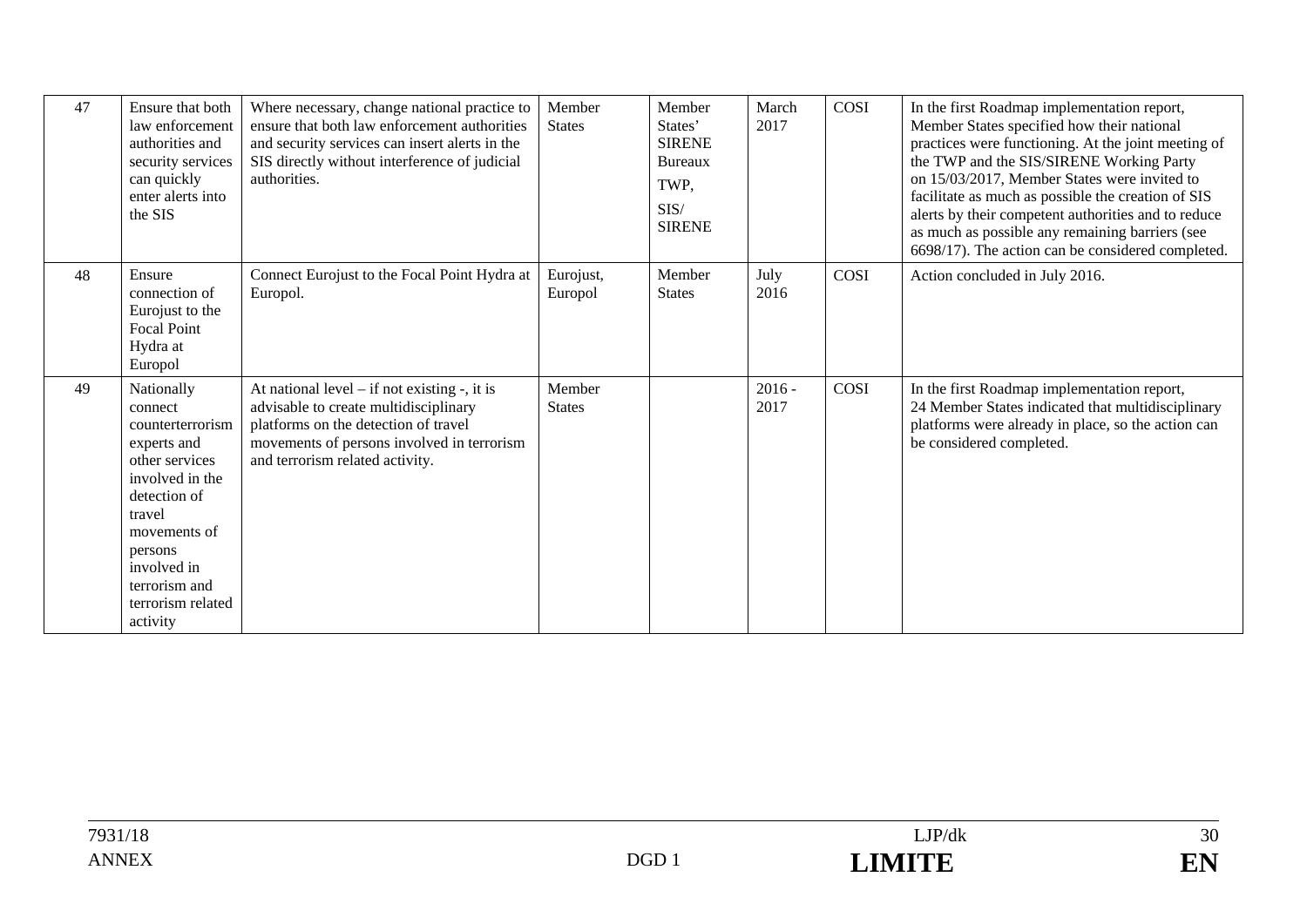| 47 | Ensure that both law enforcement authorities and security services can quickly enter alerts into the SIS | Where necessary, change national practice to ensure that both law enforcement authorities and security services can insert alerts in the SIS directly without interference of judicial authorities. | Member States | Member States' SIRENE Bureaux TWP, SIS/ SIRENE | March 2017 | COSI | In the first Roadmap implementation report, Member States specified how their national practices were functioning. At the joint meeting of the TWP and the SIS/SIRENE Working Party on 15/03/2017, Member States were invited to facilitate as much as possible the creation of SIS alerts by their competent authorities and to reduce as much as possible any remaining barriers (see 6698/17). The action can be considered completed. |
|---|---|---|---|---|---|---|---|
| 48 | Ensure connection of Eurojust to the Focal Point Hydra at Europol | Connect Eurojust to the Focal Point Hydra at Europol. | Eurojust, Europol | Member States | July 2016 | COSI | Action concluded in July 2016. |
| 49 | Nationally connect counterterrorism experts and other services involved in the detection of travel movements of persons involved in terrorism and terrorism related activity | At national level – if not existing -, it is advisable to create multidisciplinary platforms on the detection of travel movements of persons involved in terrorism and terrorism related activity. | Member States | | 2016 - 2017 | COSI | In the first Roadmap implementation report, 24 Member States indicated that multidisciplinary platforms were already in place, so the action can be considered completed. |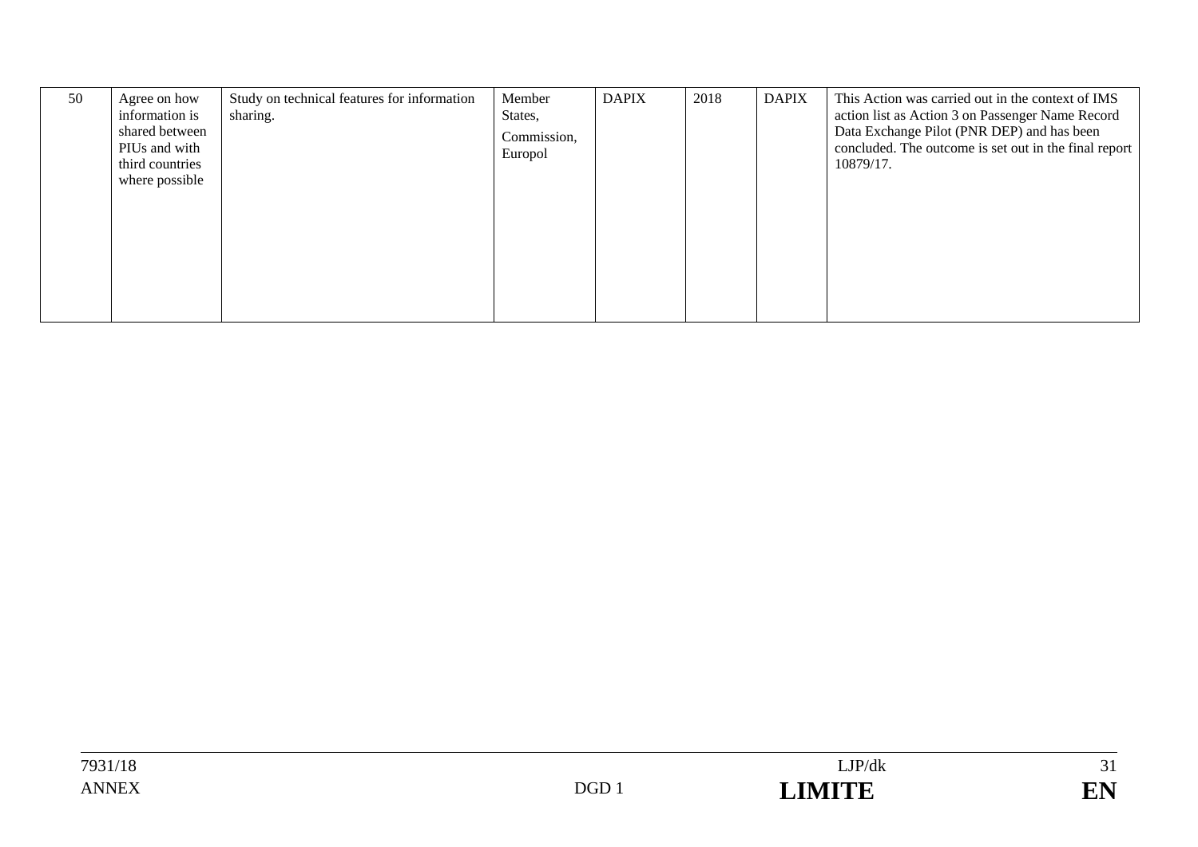| 50 | Agree on how information is shared between PIUs and with third countries where possible | Study on technical features for information sharing. | Member States, Commission, Europol | DAPIX | 2018 | DAPIX | This Action was carried out in the context of IMS action list as Action 3 on Passenger Name Record Data Exchange Pilot (PNR DEP) and has been concluded. The outcome is set out in the final report 10879/17. |
|---|---|---|---|---|---|---|---|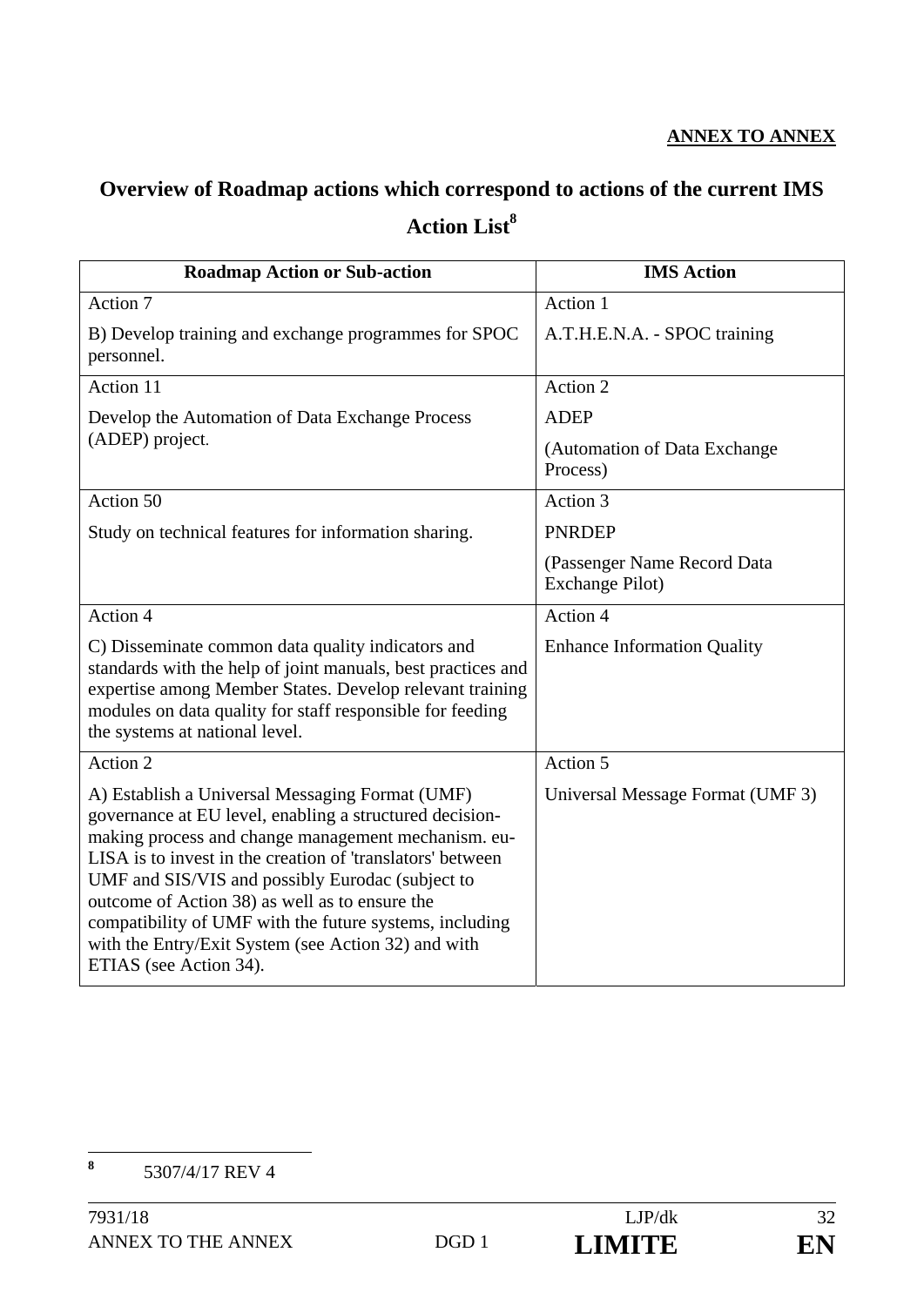**ANNEX TO ANNEX**

## Overview of Roadmap actions which correspond to actions of the current IMS Action List[8]

| Roadmap Action or Sub-action | IMS Action |
|---|---|
| Action 7<br><br>B) Develop training and exchange programmes for SPOC personnel. | Action 1<br><br>A.T.H.E.N.A. - SPOC training |
| Action 11<br><br>Develop the Automation of Data Exchange Process (ADEP) project. | Action 2<br><br>ADEP<br><br>(Automation of Data Exchange Process) |
| Action 50<br><br>Study on technical features for information sharing. | Action 3<br><br>PNRDEP<br><br>(Passenger Name Record Data Exchange Pilot) |
| Action 4<br><br>C) Disseminate common data quality indicators and standards with the help of joint manuals, best practices and expertise among Member States. Develop relevant training modules on data quality for staff responsible for feeding the systems at national level. | Action 4<br><br>Enhance Information Quality |
| Action 2<br><br>A) Establish a Universal Messaging Format (UMF) governance at EU level, enabling a structured decision-making process and change management mechanism. eu-LISA is to invest in the creation of 'translators' between UMF and SIS/VIS and possibly Eurodac (subject to outcome of Action 38) as well as to ensure the compatibility of UMF with the future systems, including with the Entry/Exit System (see Action 32) and with ETIAS (see Action 34). | Action 5<br><br>Universal Message Format (UMF 3) |

[8] 5307/4/17 REV 4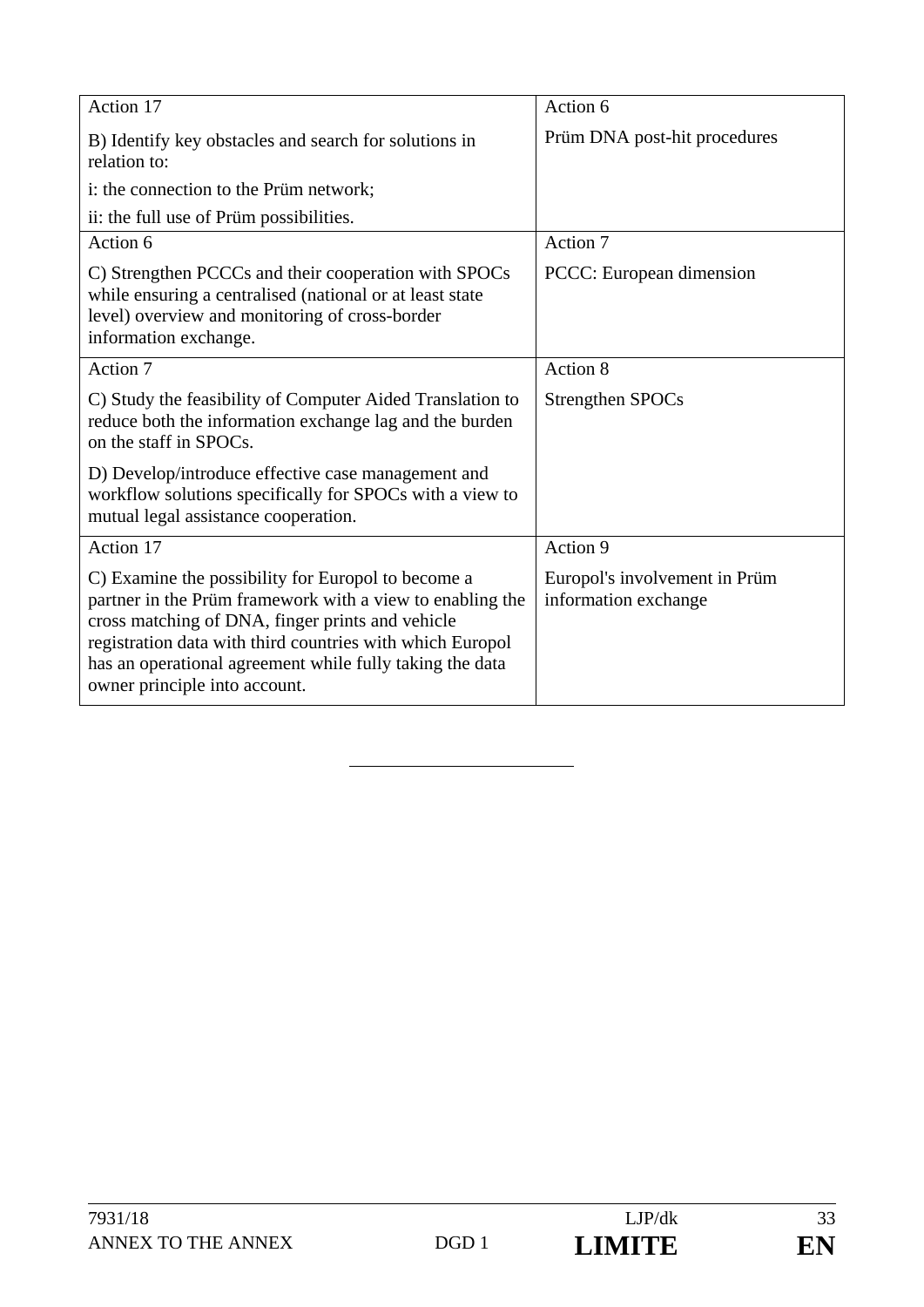| | |
|---|---|
| Action 17<br><br>B) Identify key obstacles and search for solutions in relation to:<br><br>i: the connection to the Prüm network;<br><br>ii: the full use of Prüm possibilities. | Action 6<br><br>Prüm DNA post-hit procedures |
| Action 6<br><br>C) Strengthen PCCCs and their cooperation with SPOCs while ensuring a centralised (national or at least state level) overview and monitoring of cross-border information exchange. | Action 7<br><br>PCCC: European dimension |
| Action 7<br><br>C) Study the feasibility of Computer Aided Translation to reduce both the information exchange lag and the burden on the staff in SPOCs.<br><br>D) Develop/introduce effective case management and workflow solutions specifically for SPOCs with a view to mutual legal assistance cooperation. | Action 8<br><br>Strengthen SPOCs |
| Action 17<br><br>C) Examine the possibility for Europol to become a partner in the Prüm framework with a view to enabling the cross matching of DNA, finger prints and vehicle registration data with third countries with which Europol has an operational agreement while fully taking the data owner principle into account. | Action 9<br><br>Europol's involvement in Prüm information exchange |